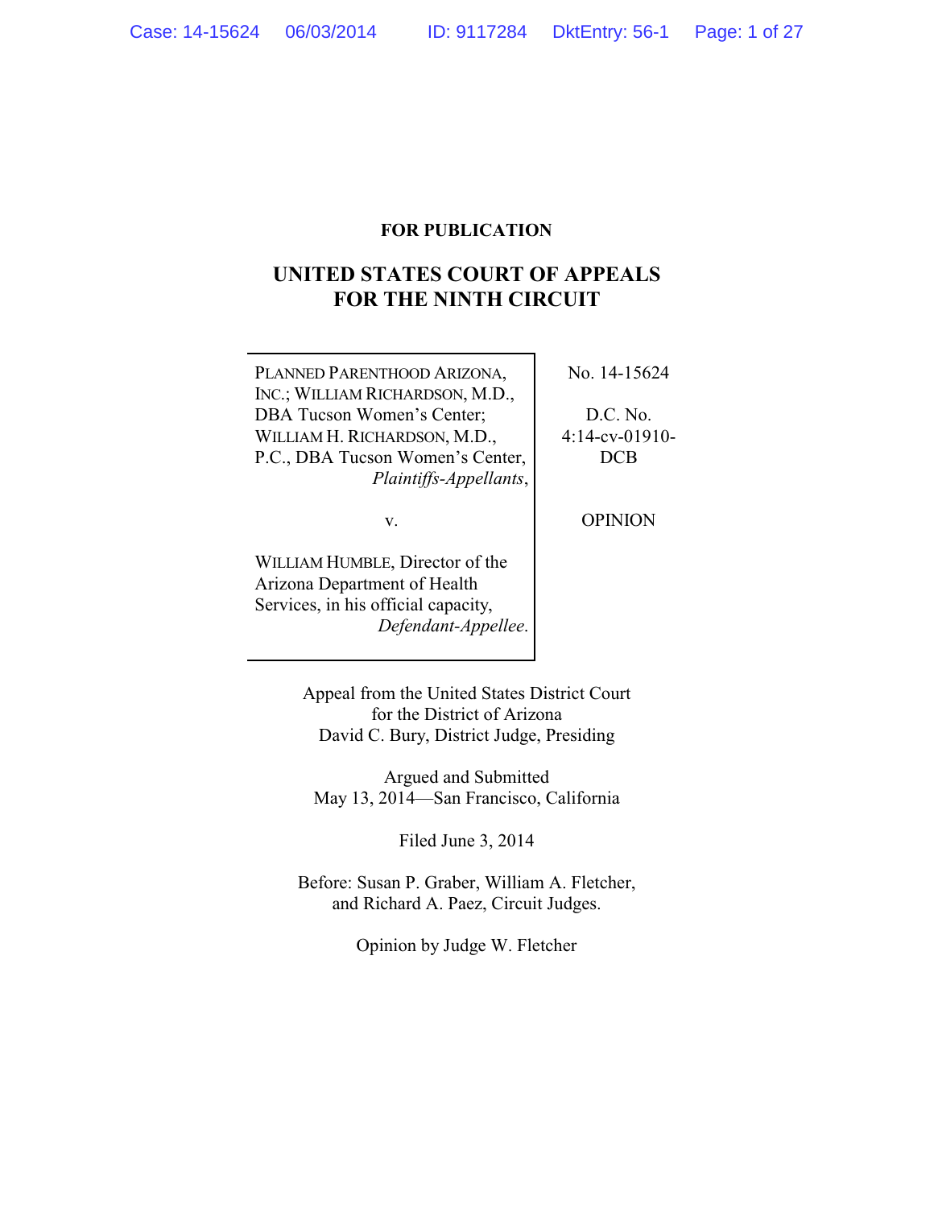**FOR PUBLICATION**

# UNITED STATES COURT OF APPEALS FOR THE NINTH CIRCUIT

| | |
|---|---|
| PLANNED PARENTHOOD ARIZONA, INC.; WILLIAM RICHARDSON, M.D., DBA Tucson Women's Center; WILLIAM H. RICHARDSON, M.D., P.C., DBA Tucson Women's Center, *Plaintiffs-Appellants*, | No. 14-15624 |
| v. | D.C. No. 4:14-cv-01910-DCB |
| WILLIAM HUMBLE, Director of the Arizona Department of Health Services, in his official capacity, *Defendant-Appellee*. | OPINION |

Appeal from the United States District Court for the District of Arizona
David C. Bury, District Judge, Presiding

Argued and Submitted
May 13, 2014—San Francisco, California

Filed June 3, 2014

Before: Susan P. Graber, William A. Fletcher, and Richard A. Paez, Circuit Judges.

Opinion by Judge W. Fletcher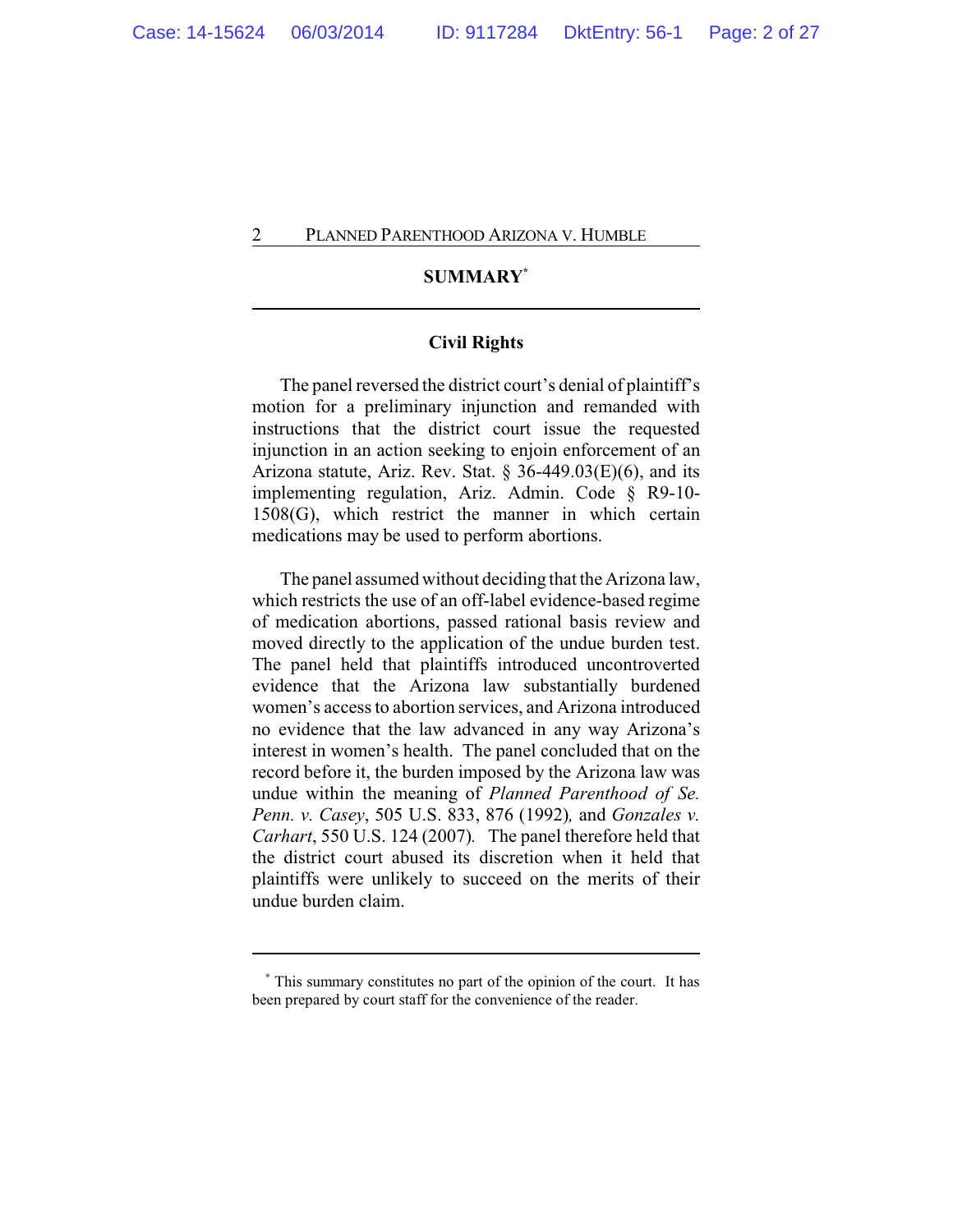## SUMMARY[*]

### Civil Rights

The panel reversed the district court's denial of plaintiff's motion for a preliminary injunction and remanded with instructions that the district court issue the requested injunction in an action seeking to enjoin enforcement of an Arizona statute, Ariz. Rev. Stat. § 36-449.03(E)(6), and its implementing regulation, Ariz. Admin. Code § R9-10-1508(G), which restrict the manner in which certain medications may be used to perform abortions.

The panel assumed without deciding that the Arizona law, which restricts the use of an off-label evidence-based regime of medication abortions, passed rational basis review and moved directly to the application of the undue burden test. The panel held that plaintiffs introduced uncontroverted evidence that the Arizona law substantially burdened women's access to abortion services, and Arizona introduced no evidence that the law advanced in any way Arizona's interest in women's health. The panel concluded that on the record before it, the burden imposed by the Arizona law was undue within the meaning of *Planned Parenthood of Se. Penn. v. Casey*, 505 U.S. 833, 876 (1992), and *Gonzales v. Carhart*, 550 U.S. 124 (2007). The panel therefore held that the district court abused its discretion when it held that plaintiffs were unlikely to succeed on the merits of their undue burden claim.

---

[*] This summary constitutes no part of the opinion of the court. It has been prepared by court staff for the convenience of the reader.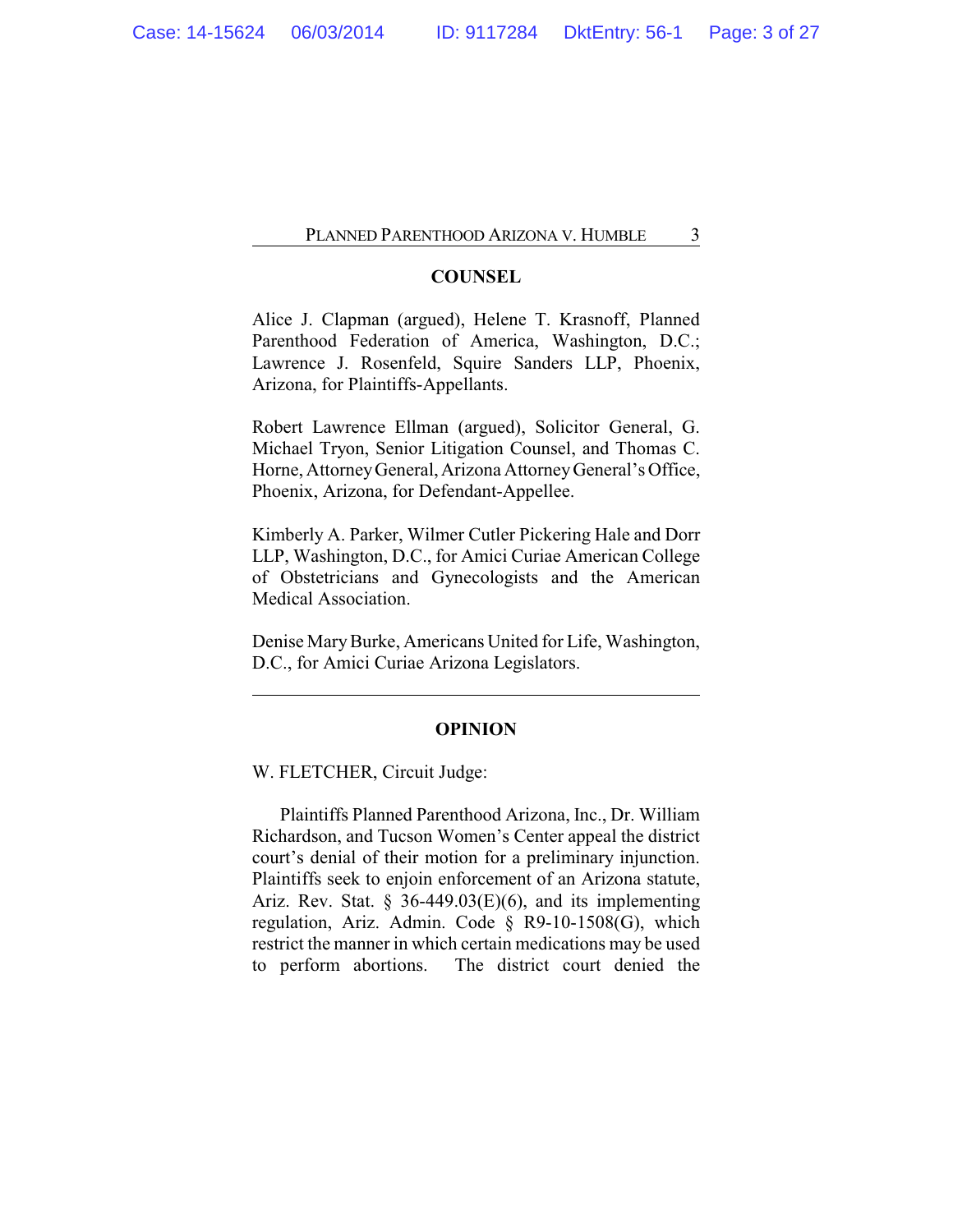## COUNSEL

Alice J. Clapman (argued), Helene T. Krasnoff, Planned Parenthood Federation of America, Washington, D.C.; Lawrence J. Rosenfeld, Squire Sanders LLP, Phoenix, Arizona, for Plaintiffs-Appellants.

Robert Lawrence Ellman (argued), Solicitor General, G. Michael Tryon, Senior Litigation Counsel, and Thomas C. Horne, Attorney General, Arizona Attorney General's Office, Phoenix, Arizona, for Defendant-Appellee.

Kimberly A. Parker, Wilmer Cutler Pickering Hale and Dorr LLP, Washington, D.C., for Amici Curiae American College of Obstetricians and Gynecologists and the American Medical Association.

Denise Mary Burke, Americans United for Life, Washington, D.C., for Amici Curiae Arizona Legislators.

---

## OPINION

W. FLETCHER, Circuit Judge:

Plaintiffs Planned Parenthood Arizona, Inc., Dr. William Richardson, and Tucson Women's Center appeal the district court's denial of their motion for a preliminary injunction. Plaintiffs seek to enjoin enforcement of an Arizona statute, Ariz. Rev. Stat. § 36-449.03(E)(6), and its implementing regulation, Ariz. Admin. Code § R9-10-1508(G), which restrict the manner in which certain medications may be used to perform abortions. The district court denied the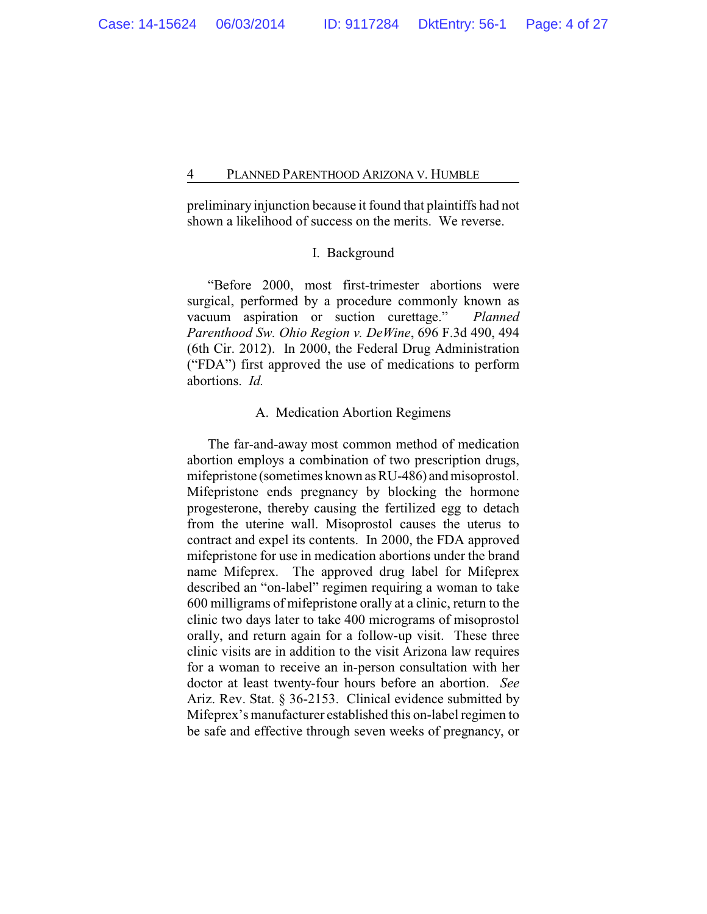preliminary injunction because it found that plaintiffs had not shown a likelihood of success on the merits. We reverse.

## I. Background

"Before 2000, most first-trimester abortions were surgical, performed by a procedure commonly known as vacuum aspiration or suction curettage." *Planned Parenthood Sw. Ohio Region v. DeWine*, 696 F.3d 490, 494 (6th Cir. 2012). In 2000, the Federal Drug Administration ("FDA") first approved the use of medications to perform abortions. *Id.*

### A. Medication Abortion Regimens

The far-and-away most common method of medication abortion employs a combination of two prescription drugs, mifepristone (sometimes known as RU-486) and misoprostol. Mifepristone ends pregnancy by blocking the hormone progesterone, thereby causing the fertilized egg to detach from the uterine wall. Misoprostol causes the uterus to contract and expel its contents. In 2000, the FDA approved mifepristone for use in medication abortions under the brand name Mifeprex. The approved drug label for Mifeprex described an "on-label" regimen requiring a woman to take 600 milligrams of mifepristone orally at a clinic, return to the clinic two days later to take 400 micrograms of misoprostol orally, and return again for a follow-up visit. These three clinic visits are in addition to the visit Arizona law requires for a woman to receive an in-person consultation with her doctor at least twenty-four hours before an abortion. *See* Ariz. Rev. Stat. § 36-2153. Clinical evidence submitted by Mifeprex's manufacturer established this on-label regimen to be safe and effective through seven weeks of pregnancy, or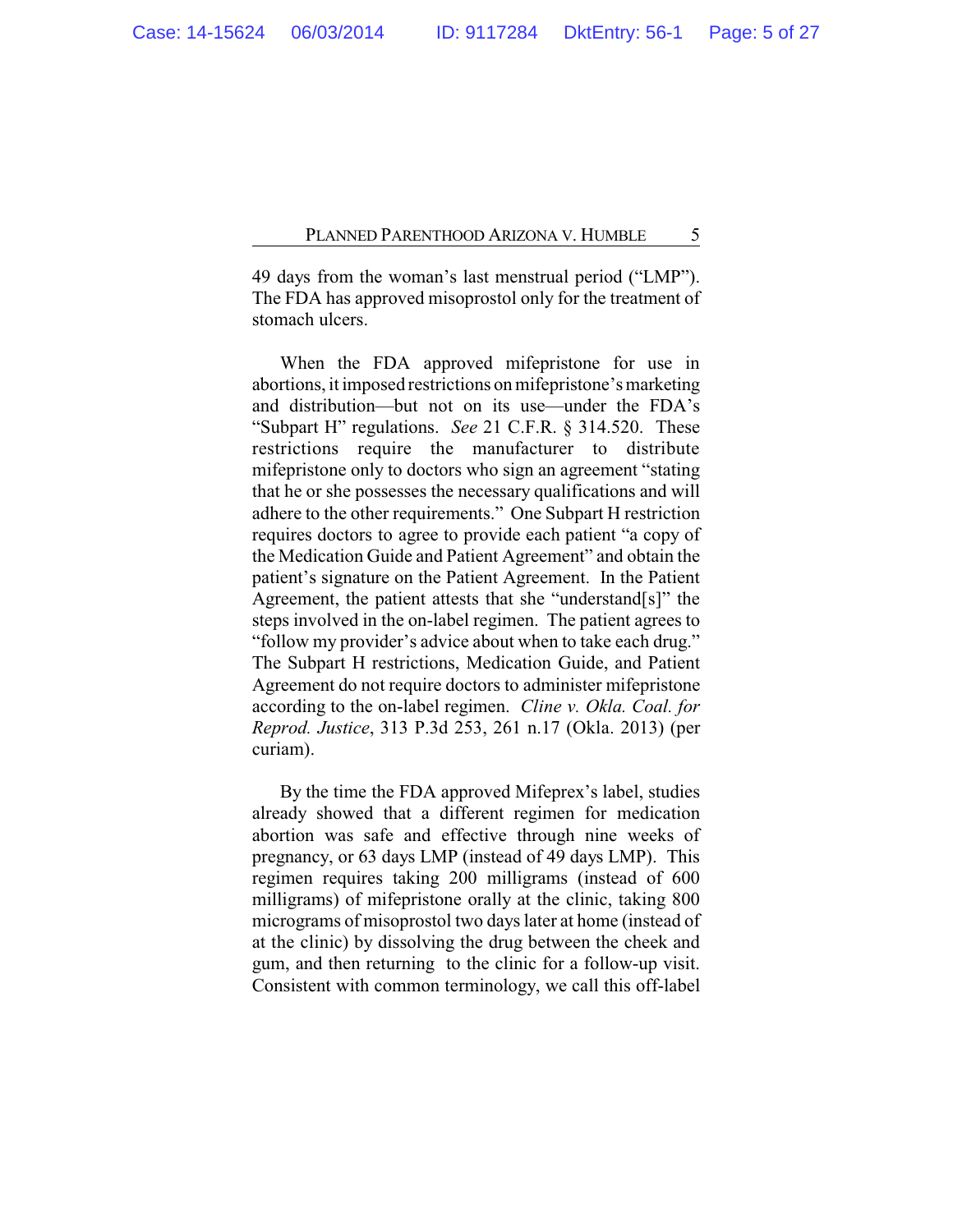49 days from the woman's last menstrual period ("LMP"). The FDA has approved misoprostol only for the treatment of stomach ulcers.

When the FDA approved mifepristone for use in abortions, it imposed restrictions on mifepristone's marketing and distribution—but not on its use—under the FDA's "Subpart H" regulations. *See* 21 C.F.R. § 314.520. These restrictions require the manufacturer to distribute mifepristone only to doctors who sign an agreement "stating that he or she possesses the necessary qualifications and will adhere to the other requirements." One Subpart H restriction requires doctors to agree to provide each patient "a copy of the Medication Guide and Patient Agreement" and obtain the patient's signature on the Patient Agreement. In the Patient Agreement, the patient attests that she "understand[s]" the steps involved in the on-label regimen. The patient agrees to "follow my provider's advice about when to take each drug." The Subpart H restrictions, Medication Guide, and Patient Agreement do not require doctors to administer mifepristone according to the on-label regimen. *Cline v. Okla. Coal. for Reprod. Justice*, 313 P.3d 253, 261 n.17 (Okla. 2013) (per curiam).

By the time the FDA approved Mifeprex's label, studies already showed that a different regimen for medication abortion was safe and effective through nine weeks of pregnancy, or 63 days LMP (instead of 49 days LMP). This regimen requires taking 200 milligrams (instead of 600 milligrams) of mifepristone orally at the clinic, taking 800 micrograms of misoprostol two days later at home (instead of at the clinic) by dissolving the drug between the cheek and gum, and then returning to the clinic for a follow-up visit. Consistent with common terminology, we call this off-label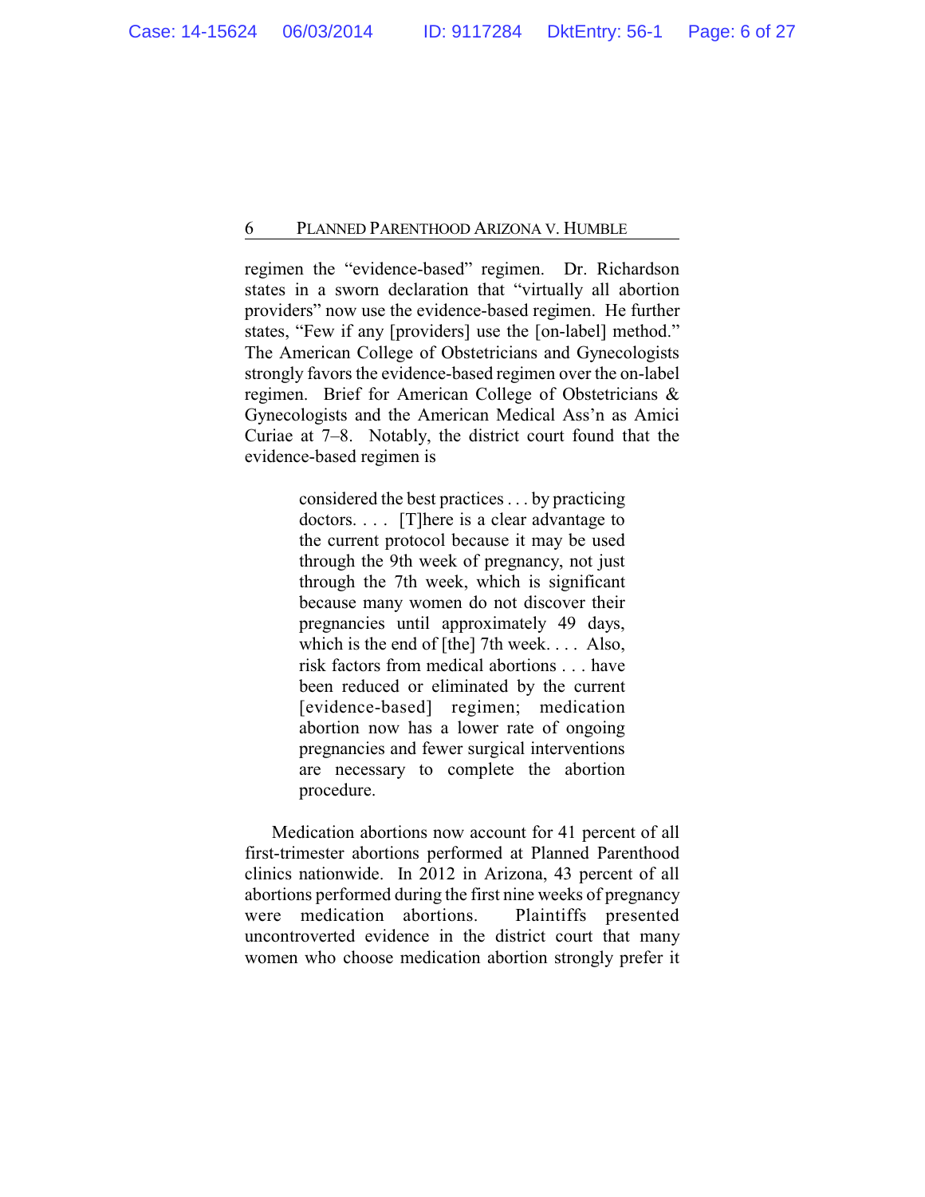regimen the "evidence-based" regimen. Dr. Richardson states in a sworn declaration that "virtually all abortion providers" now use the evidence-based regimen. He further states, "Few if any [providers] use the [on-label] method." The American College of Obstetricians and Gynecologists strongly favors the evidence-based regimen over the on-label regimen. Brief for American College of Obstetricians & Gynecologists and the American Medical Ass'n as Amici Curiae at 7–8. Notably, the district court found that the evidence-based regimen is

> considered the best practices . . . by practicing doctors. . . . [T]here is a clear advantage to the current protocol because it may be used through the 9th week of pregnancy, not just through the 7th week, which is significant because many women do not discover their pregnancies until approximately 49 days, which is the end of [the] 7th week. . . . Also, risk factors from medical abortions . . . have been reduced or eliminated by the current [evidence-based] regimen; medication abortion now has a lower rate of ongoing pregnancies and fewer surgical interventions are necessary to complete the abortion procedure.

Medication abortions now account for 41 percent of all first-trimester abortions performed at Planned Parenthood clinics nationwide. In 2012 in Arizona, 43 percent of all abortions performed during the first nine weeks of pregnancy were medication abortions. Plaintiffs presented uncontroverted evidence in the district court that many women who choose medication abortion strongly prefer it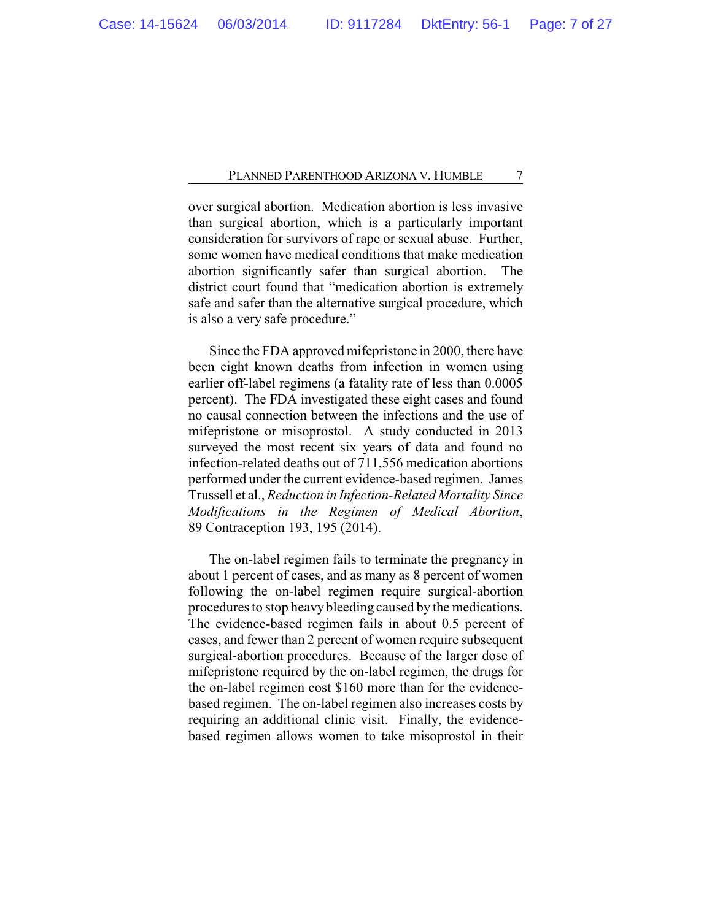over surgical abortion. Medication abortion is less invasive than surgical abortion, which is a particularly important consideration for survivors of rape or sexual abuse. Further, some women have medical conditions that make medication abortion significantly safer than surgical abortion. The district court found that "medication abortion is extremely safe and safer than the alternative surgical procedure, which is also a very safe procedure."

Since the FDA approved mifepristone in 2000, there have been eight known deaths from infection in women using earlier off-label regimens (a fatality rate of less than 0.0005 percent). The FDA investigated these eight cases and found no causal connection between the infections and the use of mifepristone or misoprostol. A study conducted in 2013 surveyed the most recent six years of data and found no infection-related deaths out of 711,556 medication abortions performed under the current evidence-based regimen. James Trussell et al., *Reduction in Infection-Related Mortality Since Modifications in the Regimen of Medical Abortion*, 89 Contraception 193, 195 (2014).

The on-label regimen fails to terminate the pregnancy in about 1 percent of cases, and as many as 8 percent of women following the on-label regimen require surgical-abortion procedures to stop heavy bleeding caused by the medications. The evidence-based regimen fails in about 0.5 percent of cases, and fewer than 2 percent of women require subsequent surgical-abortion procedures. Because of the larger dose of mifepristone required by the on-label regimen, the drugs for the on-label regimen cost $160 more than for the evidence-based regimen. The on-label regimen also increases costs by requiring an additional clinic visit. Finally, the evidence-based regimen allows women to take misoprostol in their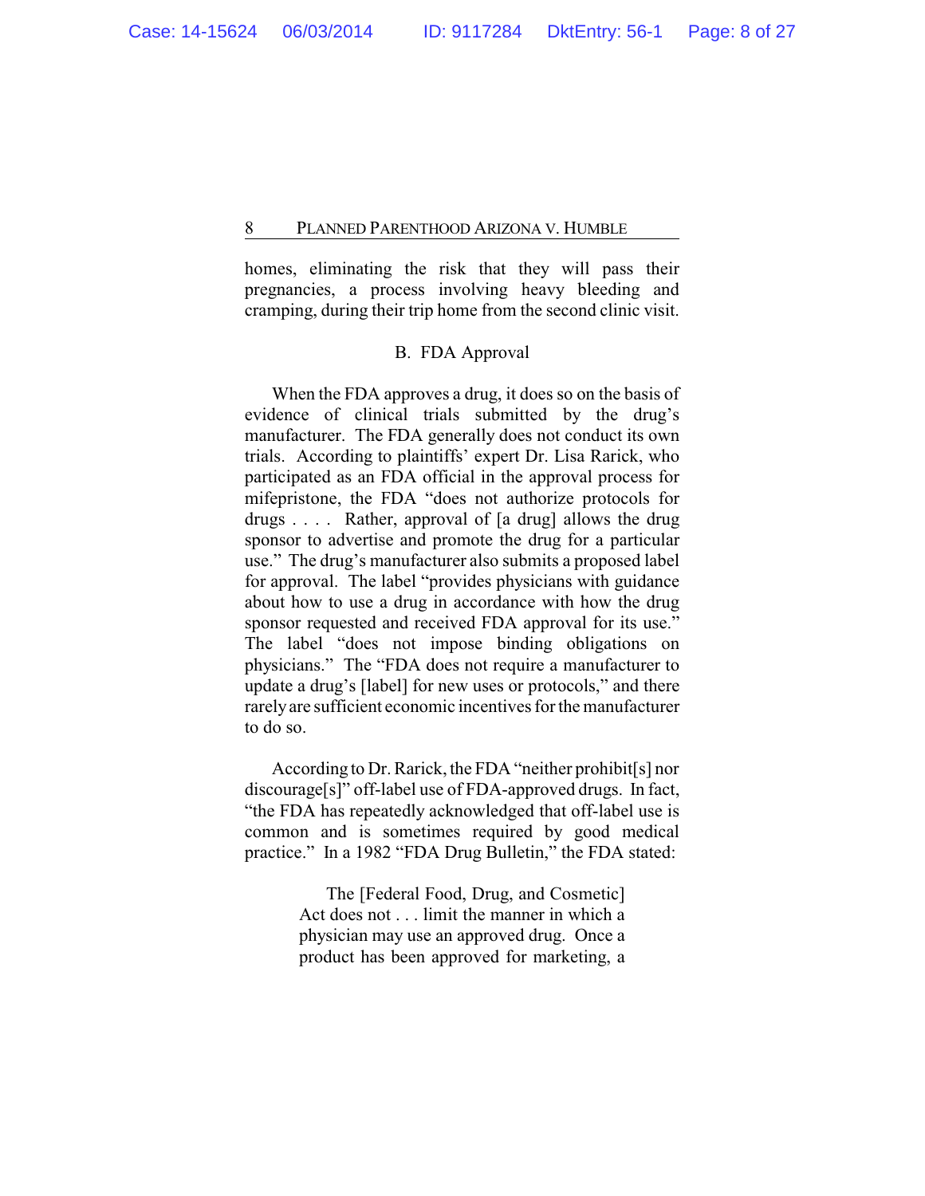homes, eliminating the risk that they will pass their pregnancies, a process involving heavy bleeding and cramping, during their trip home from the second clinic visit.

### B. FDA Approval

When the FDA approves a drug, it does so on the basis of evidence of clinical trials submitted by the drug's manufacturer. The FDA generally does not conduct its own trials. According to plaintiffs' expert Dr. Lisa Rarick, who participated as an FDA official in the approval process for mifepristone, the FDA "does not authorize protocols for drugs . . . . Rather, approval of [a drug] allows the drug sponsor to advertise and promote the drug for a particular use." The drug's manufacturer also submits a proposed label for approval. The label "provides physicians with guidance about how to use a drug in accordance with how the drug sponsor requested and received FDA approval for its use." The label "does not impose binding obligations on physicians." The "FDA does not require a manufacturer to update a drug's [label] for new uses or protocols," and there rarely are sufficient economic incentives for the manufacturer to do so.

According to Dr. Rarick, the FDA "neither prohibit[s] nor discourage[s]" off-label use of FDA-approved drugs. In fact, "the FDA has repeatedly acknowledged that off-label use is common and is sometimes required by good medical practice." In a 1982 "FDA Drug Bulletin," the FDA stated:

> The [Federal Food, Drug, and Cosmetic] Act does not . . . limit the manner in which a physician may use an approved drug. Once a product has been approved for marketing, a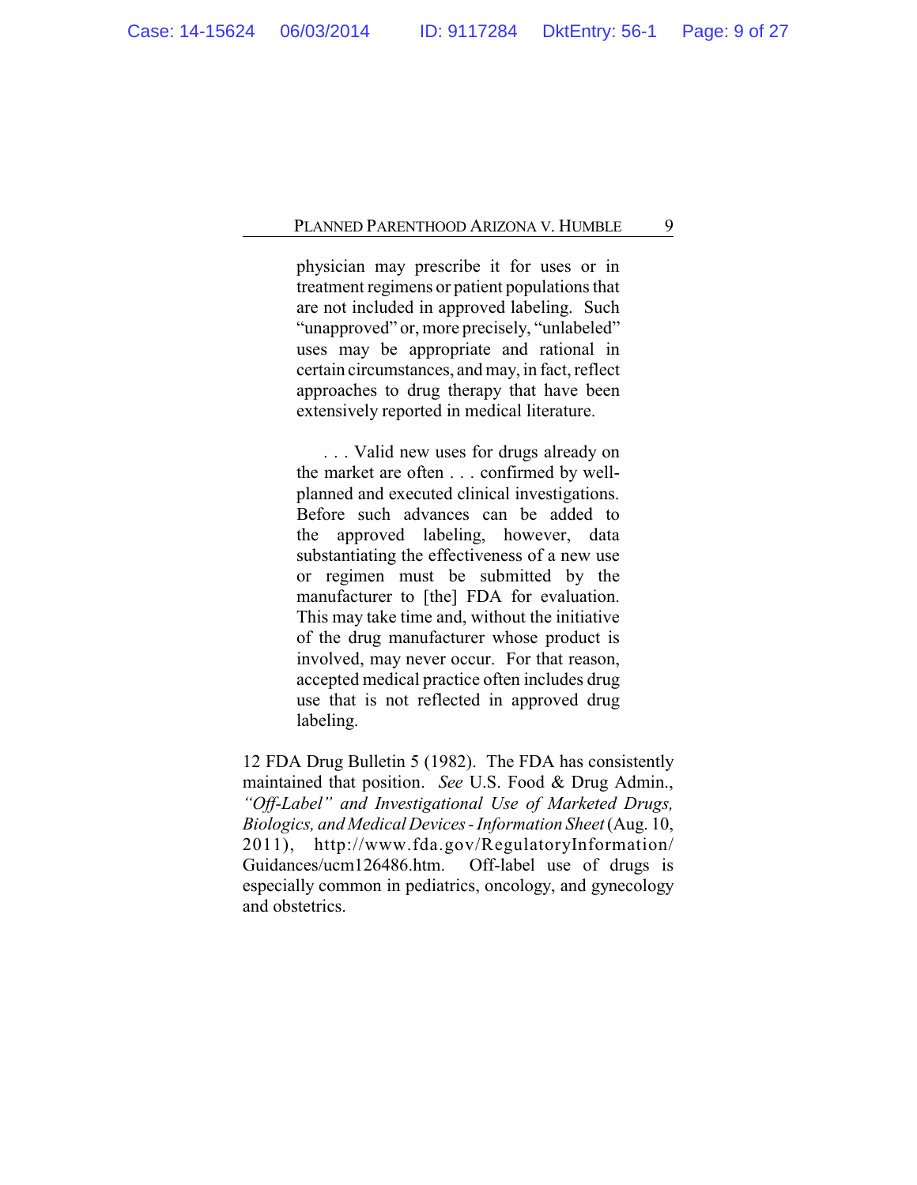> physician may prescribe it for uses or in treatment regimens or patient populations that are not included in approved labeling. Such "unapproved" or, more precisely, "unlabeled" uses may be appropriate and rational in certain circumstances, and may, in fact, reflect approaches to drug therapy that have been extensively reported in medical literature.
>
> . . . Valid new uses for drugs already on the market are often . . . confirmed by well-planned and executed clinical investigations. Before such advances can be added to the approved labeling, however, data substantiating the effectiveness of a new use or regimen must be submitted by the manufacturer to [the] FDA for evaluation. This may take time and, without the initiative of the drug manufacturer whose product is involved, may never occur. For that reason, accepted medical practice often includes drug use that is not reflected in approved drug labeling.

12 FDA Drug Bulletin 5 (1982). The FDA has consistently maintained that position. *See* U.S. Food & Drug Admin., *"Off-Label" and Investigational Use of Marketed Drugs, Biologics, and Medical Devices - Information Sheet* (Aug. 10, 2011), http://www.fda.gov/RegulatoryInformation/Guidances/ucm126486.htm. Off-label use of drugs is especially common in pediatrics, oncology, and gynecology and obstetrics.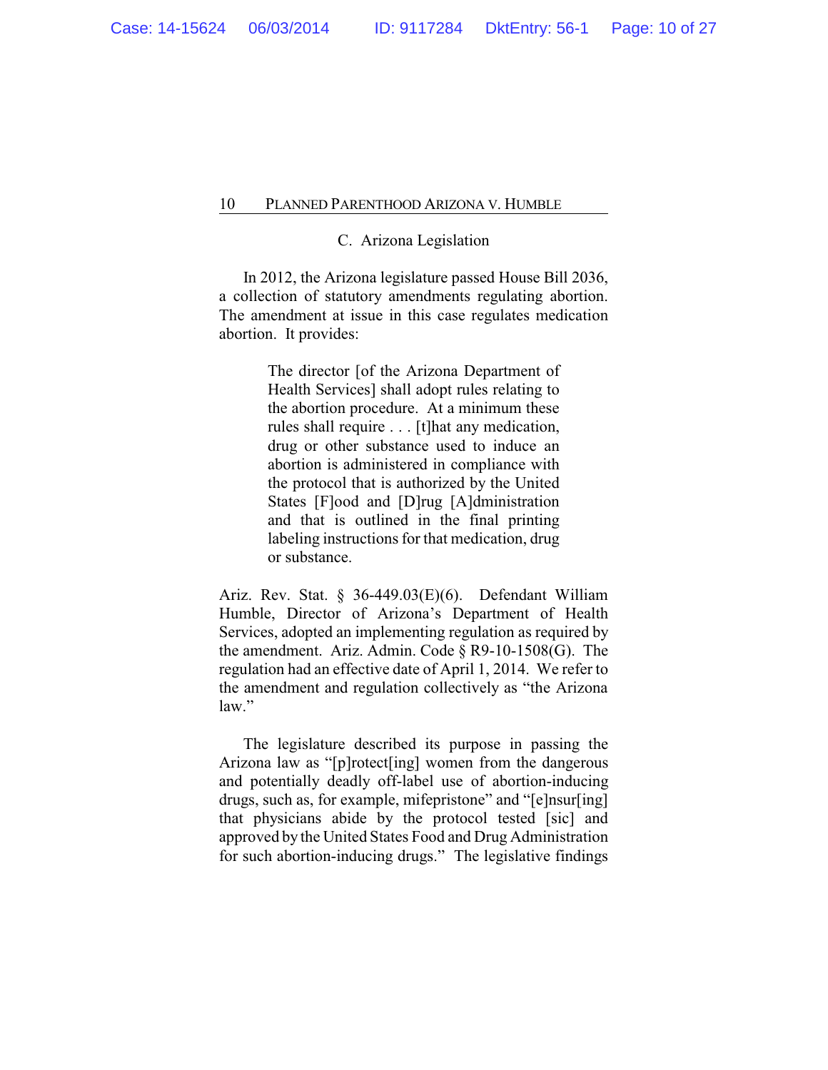### C. Arizona Legislation

In 2012, the Arizona legislature passed House Bill 2036, a collection of statutory amendments regulating abortion. The amendment at issue in this case regulates medication abortion. It provides:

> The director [of the Arizona Department of Health Services] shall adopt rules relating to the abortion procedure. At a minimum these rules shall require . . . [t]hat any medication, drug or other substance used to induce an abortion is administered in compliance with the protocol that is authorized by the United States [F]ood and [D]rug [A]dministration and that is outlined in the final printing labeling instructions for that medication, drug or substance.

Ariz. Rev. Stat. § 36-449.03(E)(6). Defendant William Humble, Director of Arizona's Department of Health Services, adopted an implementing regulation as required by the amendment. Ariz. Admin. Code § R9-10-1508(G). The regulation had an effective date of April 1, 2014. We refer to the amendment and regulation collectively as "the Arizona law."

The legislature described its purpose in passing the Arizona law as "[p]rotect[ing] women from the dangerous and potentially deadly off-label use of abortion-inducing drugs, such as, for example, mifepristone" and "[e]nsur[ing] that physicians abide by the protocol tested [sic] and approved by the United States Food and Drug Administration for such abortion-inducing drugs." The legislative findings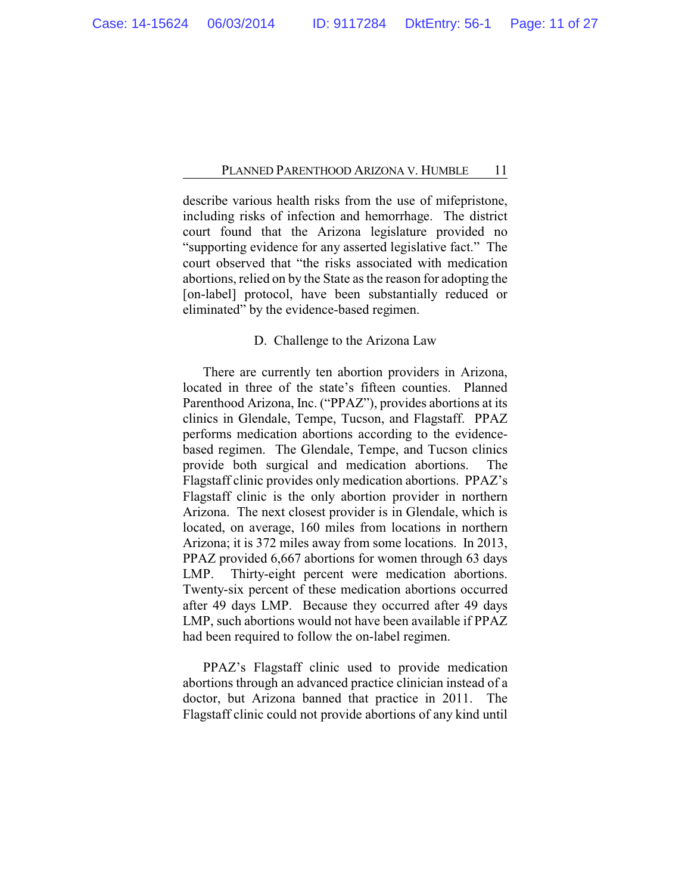describe various health risks from the use of mifepristone, including risks of infection and hemorrhage. The district court found that the Arizona legislature provided no "supporting evidence for any asserted legislative fact." The court observed that "the risks associated with medication abortions, relied on by the State as the reason for adopting the [on-label] protocol, have been substantially reduced or eliminated" by the evidence-based regimen.

### D. Challenge to the Arizona Law

There are currently ten abortion providers in Arizona, located in three of the state's fifteen counties. Planned Parenthood Arizona, Inc. ("PPAZ"), provides abortions at its clinics in Glendale, Tempe, Tucson, and Flagstaff. PPAZ performs medication abortions according to the evidence-based regimen. The Glendale, Tempe, and Tucson clinics provide both surgical and medication abortions. The Flagstaff clinic provides only medication abortions. PPAZ's Flagstaff clinic is the only abortion provider in northern Arizona. The next closest provider is in Glendale, which is located, on average, 160 miles from locations in northern Arizona; it is 372 miles away from some locations. In 2013, PPAZ provided 6,667 abortions for women through 63 days LMP. Thirty-eight percent were medication abortions. Twenty-six percent of these medication abortions occurred after 49 days LMP. Because they occurred after 49 days LMP, such abortions would not have been available if PPAZ had been required to follow the on-label regimen.

PPAZ's Flagstaff clinic used to provide medication abortions through an advanced practice clinician instead of a doctor, but Arizona banned that practice in 2011. The Flagstaff clinic could not provide abortions of any kind until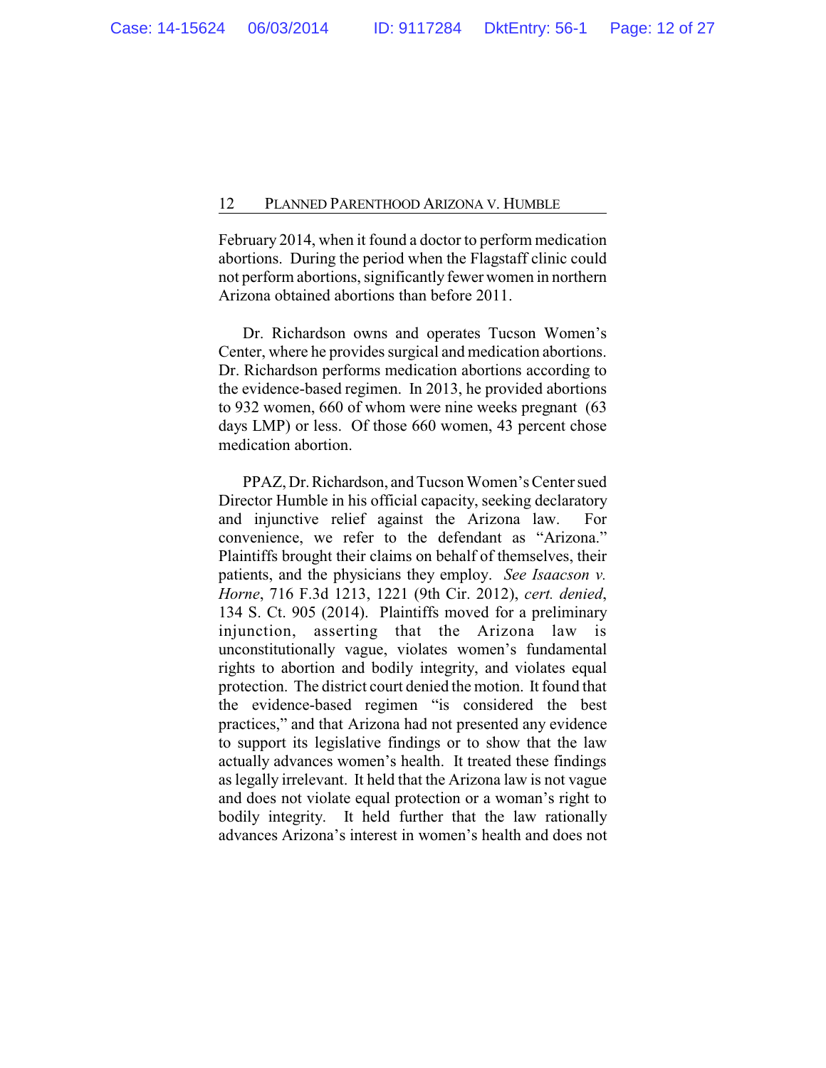February 2014, when it found a doctor to perform medication abortions. During the period when the Flagstaff clinic could not perform abortions, significantly fewer women in northern Arizona obtained abortions than before 2011.

Dr. Richardson owns and operates Tucson Women's Center, where he provides surgical and medication abortions. Dr. Richardson performs medication abortions according to the evidence-based regimen. In 2013, he provided abortions to 932 women, 660 of whom were nine weeks pregnant (63 days LMP) or less. Of those 660 women, 43 percent chose medication abortion.

PPAZ, Dr. Richardson, and Tucson Women's Center sued Director Humble in his official capacity, seeking declaratory and injunctive relief against the Arizona law. For convenience, we refer to the defendant as "Arizona." Plaintiffs brought their claims on behalf of themselves, their patients, and the physicians they employ. *See Isaacson v. Horne*, 716 F.3d 1213, 1221 (9th Cir. 2012), *cert. denied*, 134 S. Ct. 905 (2014). Plaintiffs moved for a preliminary injunction, asserting that the Arizona law is unconstitutionally vague, violates women's fundamental rights to abortion and bodily integrity, and violates equal protection. The district court denied the motion. It found that the evidence-based regimen "is considered the best practices," and that Arizona had not presented any evidence to support its legislative findings or to show that the law actually advances women's health. It treated these findings as legally irrelevant. It held that the Arizona law is not vague and does not violate equal protection or a woman's right to bodily integrity. It held further that the law rationally advances Arizona's interest in women's health and does not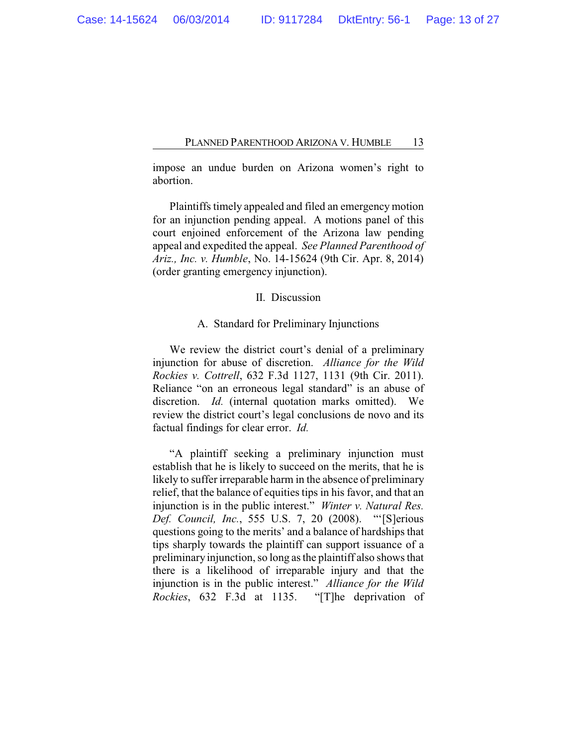impose an undue burden on Arizona women's right to abortion.

Plaintiffs timely appealed and filed an emergency motion for an injunction pending appeal. A motions panel of this court enjoined enforcement of the Arizona law pending appeal and expedited the appeal. *See Planned Parenthood of Ariz., Inc. v. Humble*, No. 14-15624 (9th Cir. Apr. 8, 2014) (order granting emergency injunction).

## II. Discussion

### A. Standard for Preliminary Injunctions

We review the district court's denial of a preliminary injunction for abuse of discretion. *Alliance for the Wild Rockies v. Cottrell*, 632 F.3d 1127, 1131 (9th Cir. 2011). Reliance "on an erroneous legal standard" is an abuse of discretion. *Id.* (internal quotation marks omitted). We review the district court's legal conclusions de novo and its factual findings for clear error. *Id.*

"A plaintiff seeking a preliminary injunction must establish that he is likely to succeed on the merits, that he is likely to suffer irreparable harm in the absence of preliminary relief, that the balance of equities tips in his favor, and that an injunction is in the public interest." *Winter v. Natural Res. Def. Council, Inc.*, 555 U.S. 7, 20 (2008). "'[S]erious questions going to the merits' and a balance of hardships that tips sharply towards the plaintiff can support issuance of a preliminary injunction, so long as the plaintiff also shows that there is a likelihood of irreparable injury and that the injunction is in the public interest." *Alliance for the Wild Rockies*, 632 F.3d at 1135. "[T]he deprivation of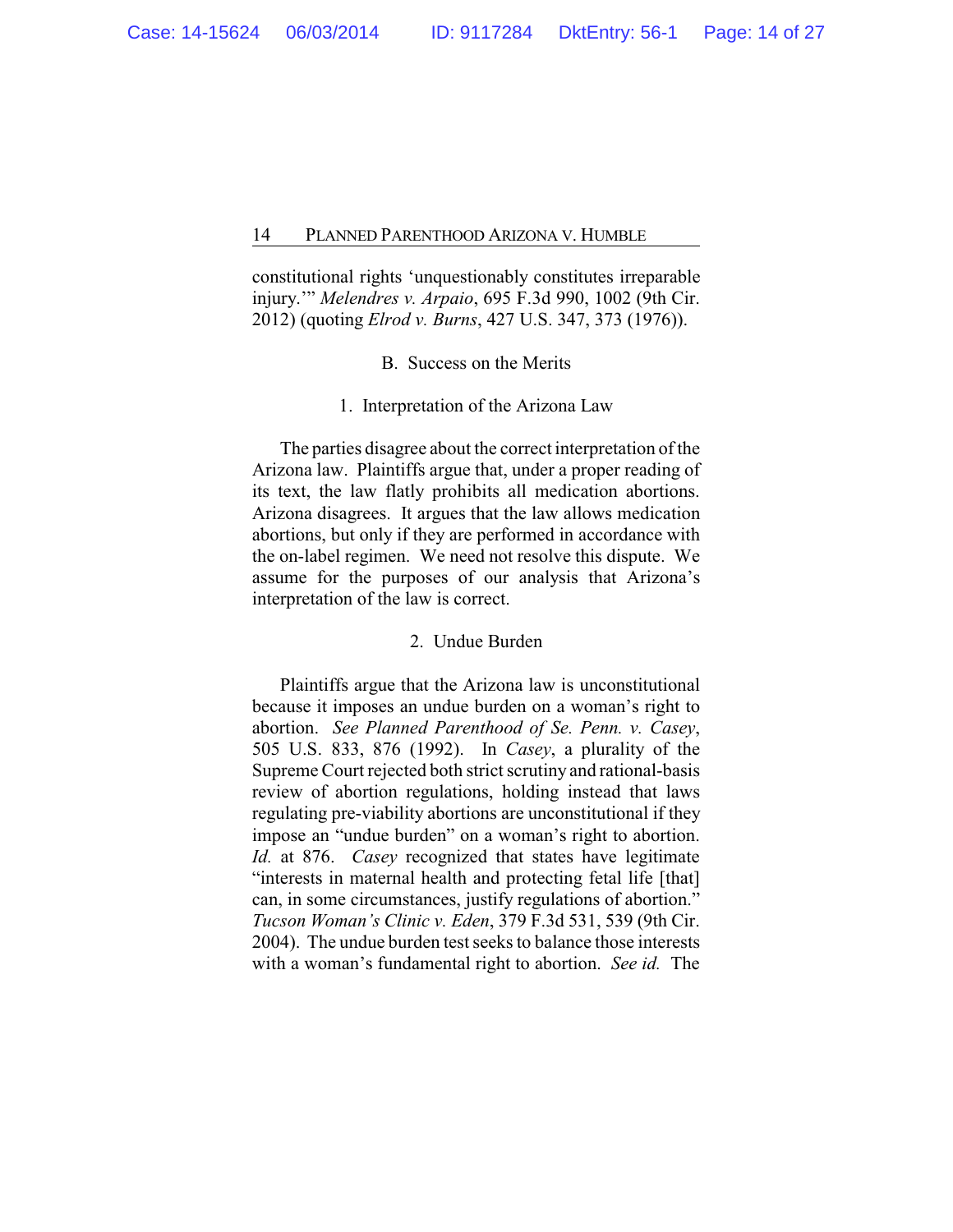constitutional rights 'unquestionably constitutes irreparable injury.'" *Melendres v. Arpaio*, 695 F.3d 990, 1002 (9th Cir. 2012) (quoting *Elrod v. Burns*, 427 U.S. 347, 373 (1976)).

### B. Success on the Merits

#### 1. Interpretation of the Arizona Law

The parties disagree about the correct interpretation of the Arizona law. Plaintiffs argue that, under a proper reading of its text, the law flatly prohibits all medication abortions. Arizona disagrees. It argues that the law allows medication abortions, but only if they are performed in accordance with the on-label regimen. We need not resolve this dispute. We assume for the purposes of our analysis that Arizona's interpretation of the law is correct.

#### 2. Undue Burden

Plaintiffs argue that the Arizona law is unconstitutional because it imposes an undue burden on a woman's right to abortion. *See Planned Parenthood of Se. Penn. v. Casey*, 505 U.S. 833, 876 (1992). In *Casey*, a plurality of the Supreme Court rejected both strict scrutiny and rational-basis review of abortion regulations, holding instead that laws regulating pre-viability abortions are unconstitutional if they impose an "undue burden" on a woman's right to abortion. *Id.* at 876. *Casey* recognized that states have legitimate "interests in maternal health and protecting fetal life [that] can, in some circumstances, justify regulations of abortion." *Tucson Woman's Clinic v. Eden*, 379 F.3d 531, 539 (9th Cir. 2004). The undue burden test seeks to balance those interests with a woman's fundamental right to abortion. *See id.* The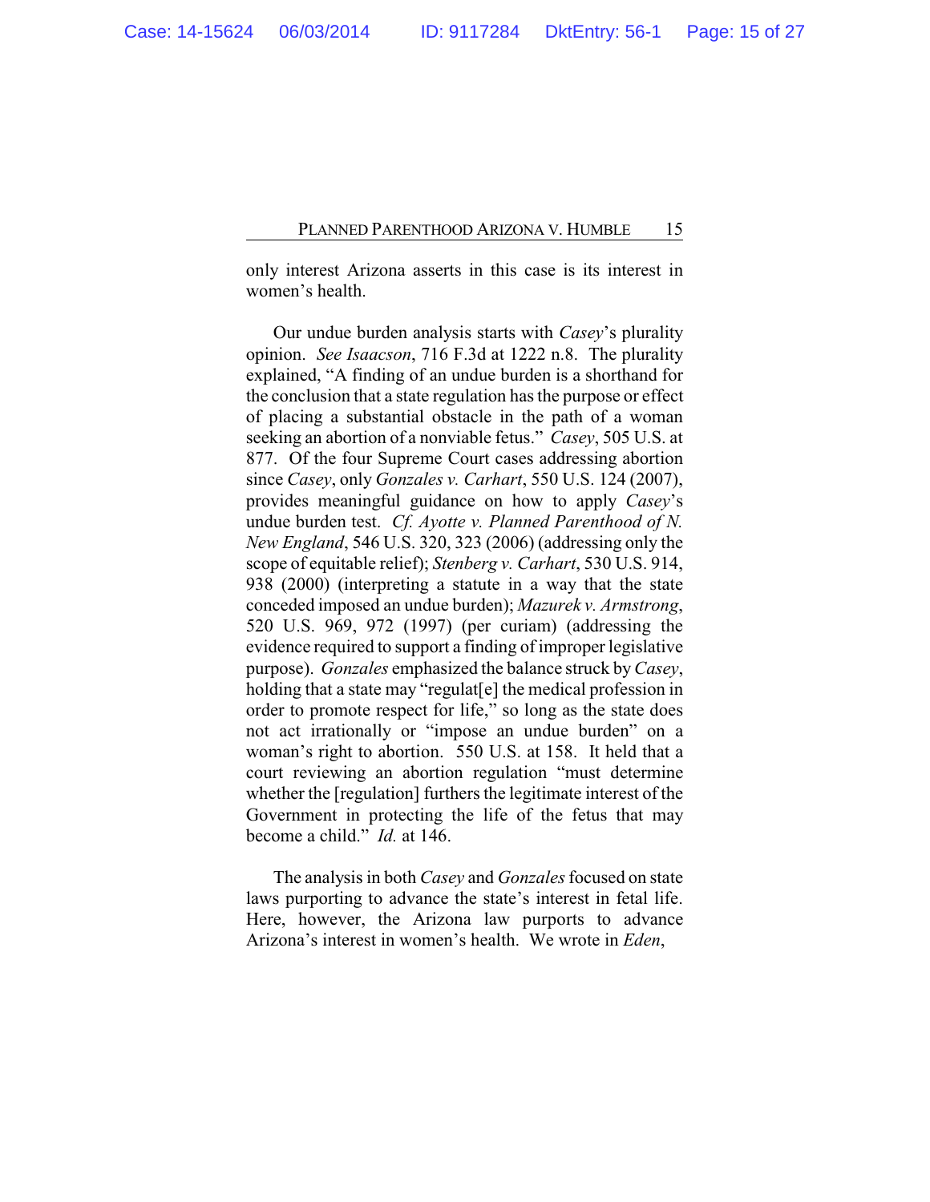only interest Arizona asserts in this case is its interest in women's health.

Our undue burden analysis starts with *Casey*'s plurality opinion. *See Isaacson*, 716 F.3d at 1222 n.8. The plurality explained, "A finding of an undue burden is a shorthand for the conclusion that a state regulation has the purpose or effect of placing a substantial obstacle in the path of a woman seeking an abortion of a nonviable fetus." *Casey*, 505 U.S. at 877. Of the four Supreme Court cases addressing abortion since *Casey*, only *Gonzales v. Carhart*, 550 U.S. 124 (2007), provides meaningful guidance on how to apply *Casey*'s undue burden test. *Cf. Ayotte v. Planned Parenthood of N. New England*, 546 U.S. 320, 323 (2006) (addressing only the scope of equitable relief); *Stenberg v. Carhart*, 530 U.S. 914, 938 (2000) (interpreting a statute in a way that the state conceded imposed an undue burden); *Mazurek v. Armstrong*, 520 U.S. 969, 972 (1997) (per curiam) (addressing the evidence required to support a finding of improper legislative purpose). *Gonzales* emphasized the balance struck by *Casey*, holding that a state may "regulat[e] the medical profession in order to promote respect for life," so long as the state does not act irrationally or "impose an undue burden" on a woman's right to abortion. 550 U.S. at 158. It held that a court reviewing an abortion regulation "must determine whether the [regulation] furthers the legitimate interest of the Government in protecting the life of the fetus that may become a child." *Id.* at 146.

The analysis in both *Casey* and *Gonzales* focused on state laws purporting to advance the state's interest in fetal life. Here, however, the Arizona law purports to advance Arizona's interest in women's health. We wrote in *Eden*,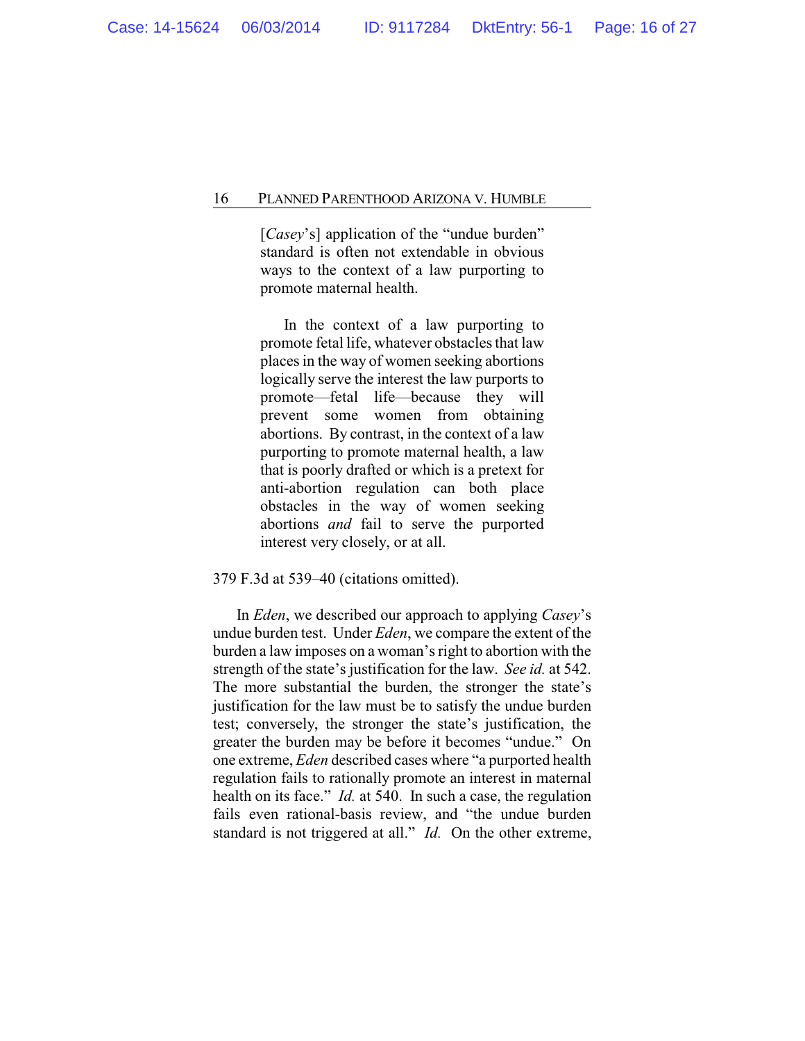> [*Casey*'s] application of the "undue burden" standard is often not extendable in obvious ways to the context of a law purporting to promote maternal health.
>
> In the context of a law purporting to promote fetal life, whatever obstacles that law places in the way of women seeking abortions logically serve the interest the law purports to promote—fetal life—because they will prevent some women from obtaining abortions. By contrast, in the context of a law purporting to promote maternal health, a law that is poorly drafted or which is a pretext for anti-abortion regulation can both place obstacles in the way of women seeking abortions *and* fail to serve the purported interest very closely, or at all.

379 F.3d at 539–40 (citations omitted).

In *Eden*, we described our approach to applying *Casey*'s undue burden test. Under *Eden*, we compare the extent of the burden a law imposes on a woman's right to abortion with the strength of the state's justification for the law. *See id.* at 542. The more substantial the burden, the stronger the state's justification for the law must be to satisfy the undue burden test; conversely, the stronger the state's justification, the greater the burden may be before it becomes "undue." On one extreme, *Eden* described cases where "a purported health regulation fails to rationally promote an interest in maternal health on its face." *Id.* at 540. In such a case, the regulation fails even rational-basis review, and "the undue burden standard is not triggered at all." *Id.* On the other extreme,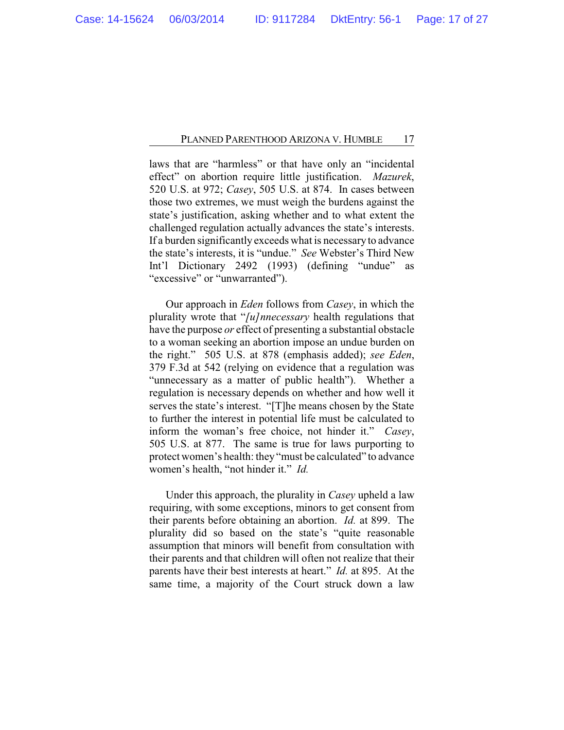laws that are "harmless" or that have only an "incidental effect" on abortion require little justification. *Mazurek*, 520 U.S. at 972; *Casey*, 505 U.S. at 874. In cases between those two extremes, we must weigh the burdens against the state's justification, asking whether and to what extent the challenged regulation actually advances the state's interests. If a burden significantly exceeds what is necessary to advance the state's interests, it is "undue." *See* Webster's Third New Int'l Dictionary 2492 (1993) (defining "undue" as "excessive" or "unwarranted").

Our approach in *Eden* follows from *Casey*, in which the plurality wrote that "*[u]nnecessary* health regulations that have the purpose *or* effect of presenting a substantial obstacle to a woman seeking an abortion impose an undue burden on the right." 505 U.S. at 878 (emphasis added); *see Eden*, 379 F.3d at 542 (relying on evidence that a regulation was "unnecessary as a matter of public health"). Whether a regulation is necessary depends on whether and how well it serves the state's interest. "[T]he means chosen by the State to further the interest in potential life must be calculated to inform the woman's free choice, not hinder it." *Casey*, 505 U.S. at 877. The same is true for laws purporting to protect women's health: they "must be calculated" to advance women's health, "not hinder it." *Id.*

Under this approach, the plurality in *Casey* upheld a law requiring, with some exceptions, minors to get consent from their parents before obtaining an abortion. *Id.* at 899. The plurality did so based on the state's "quite reasonable assumption that minors will benefit from consultation with their parents and that children will often not realize that their parents have their best interests at heart." *Id.* at 895. At the same time, a majority of the Court struck down a law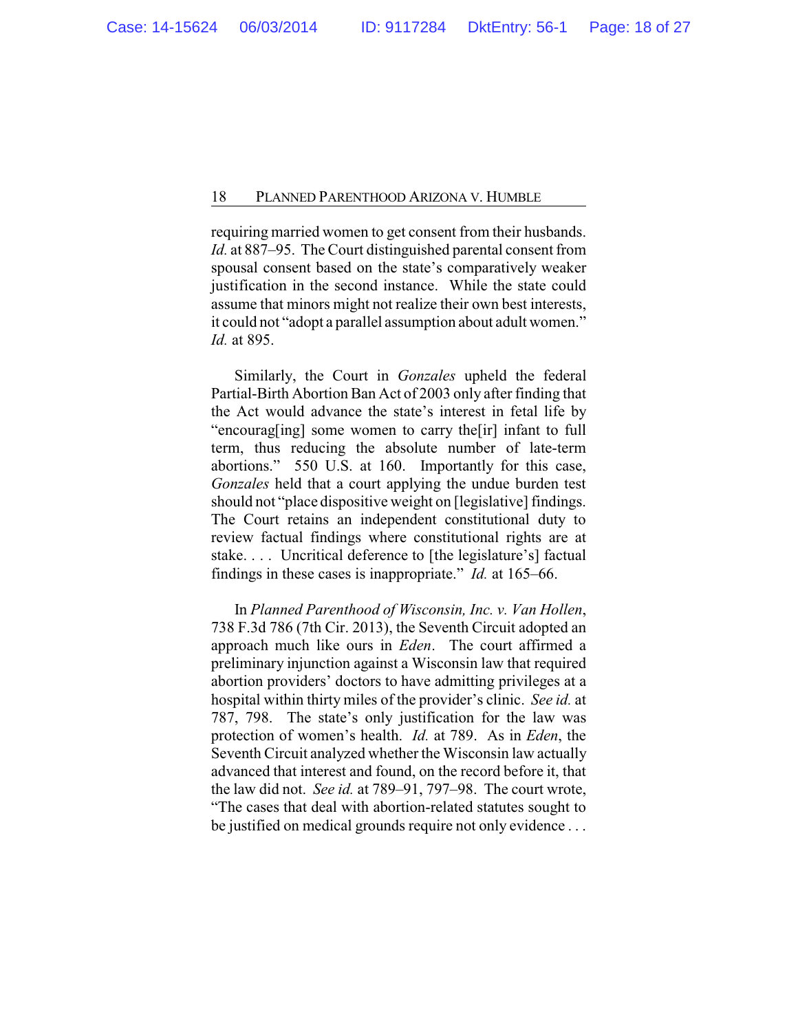requiring married women to get consent from their husbands. *Id.* at 887–95. The Court distinguished parental consent from spousal consent based on the state's comparatively weaker justification in the second instance. While the state could assume that minors might not realize their own best interests, it could not "adopt a parallel assumption about adult women." *Id.* at 895.

Similarly, the Court in *Gonzales* upheld the federal Partial-Birth Abortion Ban Act of 2003 only after finding that the Act would advance the state's interest in fetal life by "encourag[ing] some women to carry the[ir] infant to full term, thus reducing the absolute number of late-term abortions." 550 U.S. at 160. Importantly for this case, *Gonzales* held that a court applying the undue burden test should not "place dispositive weight on [legislative] findings. The Court retains an independent constitutional duty to review factual findings where constitutional rights are at stake. . . . Uncritical deference to [the legislature's] factual findings in these cases is inappropriate." *Id.* at 165–66.

In *Planned Parenthood of Wisconsin, Inc. v. Van Hollen*, 738 F.3d 786 (7th Cir. 2013), the Seventh Circuit adopted an approach much like ours in *Eden*. The court affirmed a preliminary injunction against a Wisconsin law that required abortion providers' doctors to have admitting privileges at a hospital within thirty miles of the provider's clinic. *See id.* at 787, 798. The state's only justification for the law was protection of women's health. *Id.* at 789. As in *Eden*, the Seventh Circuit analyzed whether the Wisconsin law actually advanced that interest and found, on the record before it, that the law did not. *See id.* at 789–91, 797–98. The court wrote, "The cases that deal with abortion-related statutes sought to be justified on medical grounds require not only evidence . . .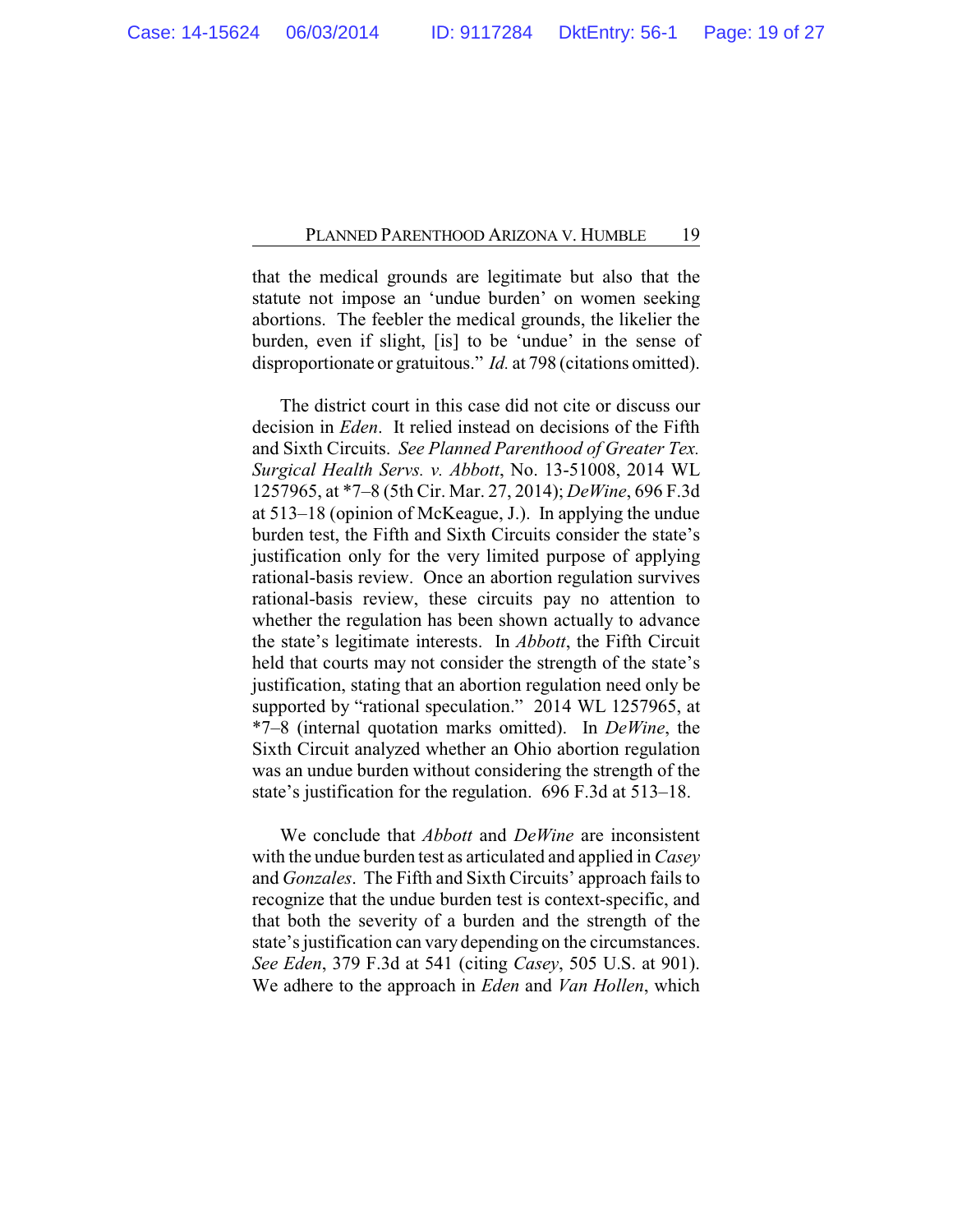that the medical grounds are legitimate but also that the statute not impose an 'undue burden' on women seeking abortions. The feebler the medical grounds, the likelier the burden, even if slight, [is] to be 'undue' in the sense of disproportionate or gratuitous." *Id.* at 798 (citations omitted).

The district court in this case did not cite or discuss our decision in *Eden*. It relied instead on decisions of the Fifth and Sixth Circuits. *See Planned Parenthood of Greater Tex. Surgical Health Servs. v. Abbott*, No. 13-51008, 2014 WL 1257965, at *7–8 (5th Cir. Mar. 27, 2014); *DeWine*, 696 F.3d at 513–18 (opinion of McKeague, J.). In applying the undue burden test, the Fifth and Sixth Circuits consider the state's justification only for the very limited purpose of applying rational-basis review. Once an abortion regulation survives rational-basis review, these circuits pay no attention to whether the regulation has been shown actually to advance the state's legitimate interests. In *Abbott*, the Fifth Circuit held that courts may not consider the strength of the state's justification, stating that an abortion regulation need only be supported by "rational speculation." 2014 WL 1257965, at *7–8 (internal quotation marks omitted). In *DeWine*, the Sixth Circuit analyzed whether an Ohio abortion regulation was an undue burden without considering the strength of the state's justification for the regulation. 696 F.3d at 513–18.

We conclude that *Abbott* and *DeWine* are inconsistent with the undue burden test as articulated and applied in *Casey* and *Gonzales*. The Fifth and Sixth Circuits' approach fails to recognize that the undue burden test is context-specific, and that both the severity of a burden and the strength of the state's justification can vary depending on the circumstances. *See Eden*, 379 F.3d at 541 (citing *Casey*, 505 U.S. at 901). We adhere to the approach in *Eden* and *Van Hollen*, which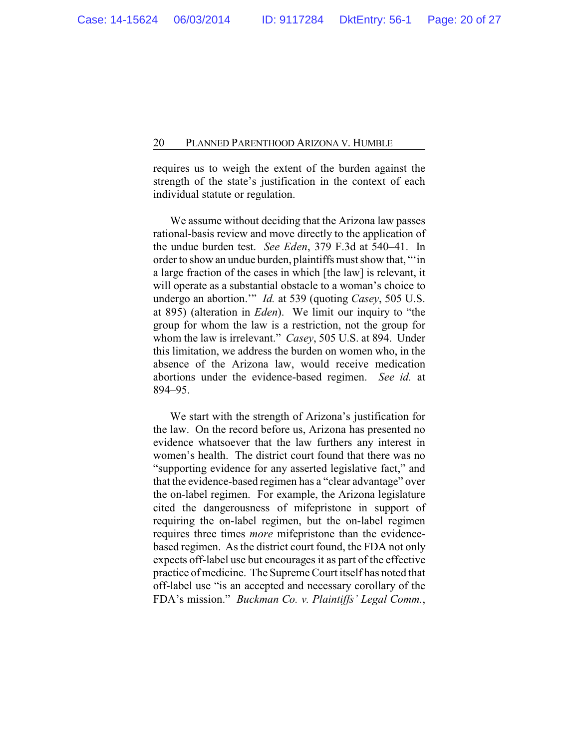requires us to weigh the extent of the burden against the strength of the state's justification in the context of each individual statute or regulation.

We assume without deciding that the Arizona law passes rational-basis review and move directly to the application of the undue burden test. *See Eden*, 379 F.3d at 540–41. In order to show an undue burden, plaintiffs must show that, "'in a large fraction of the cases in which [the law] is relevant, it will operate as a substantial obstacle to a woman's choice to undergo an abortion.'" *Id.* at 539 (quoting *Casey*, 505 U.S. at 895) (alteration in *Eden*). We limit our inquiry to "the group for whom the law is a restriction, not the group for whom the law is irrelevant." *Casey*, 505 U.S. at 894. Under this limitation, we address the burden on women who, in the absence of the Arizona law, would receive medication abortions under the evidence-based regimen. *See id.* at 894–95.

We start with the strength of Arizona's justification for the law. On the record before us, Arizona has presented no evidence whatsoever that the law furthers any interest in women's health. The district court found that there was no "supporting evidence for any asserted legislative fact," and that the evidence-based regimen has a "clear advantage" over the on-label regimen. For example, the Arizona legislature cited the dangerousness of mifepristone in support of requiring the on-label regimen, but the on-label regimen requires three times *more* mifepristone than the evidence-based regimen. As the district court found, the FDA not only expects off-label use but encourages it as part of the effective practice of medicine. The Supreme Court itself has noted that off-label use "is an accepted and necessary corollary of the FDA's mission." *Buckman Co. v. Plaintiffs' Legal Comm.*,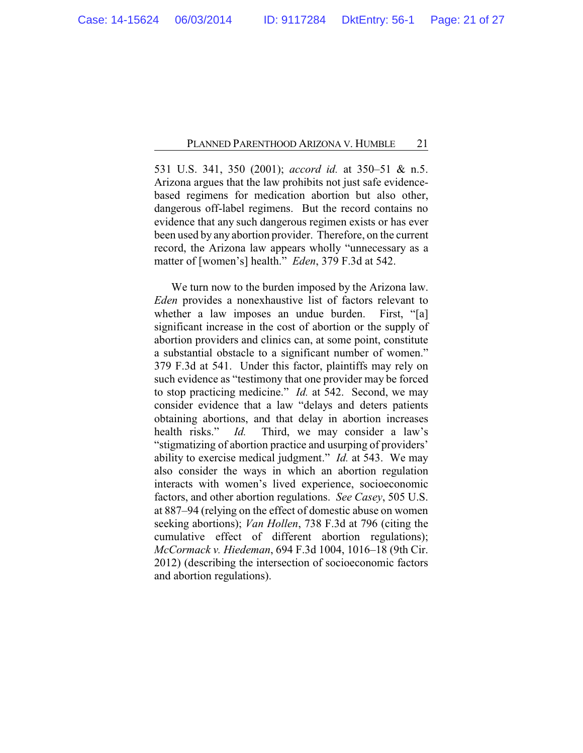531 U.S. 341, 350 (2001); *accord id.* at 350–51 & n.5. Arizona argues that the law prohibits not just safe evidence-based regimens for medication abortion but also other, dangerous off-label regimens. But the record contains no evidence that any such dangerous regimen exists or has ever been used by any abortion provider. Therefore, on the current record, the Arizona law appears wholly "unnecessary as a matter of [women's] health." *Eden*, 379 F.3d at 542.

We turn now to the burden imposed by the Arizona law. *Eden* provides a nonexhaustive list of factors relevant to whether a law imposes an undue burden. First, "[a] significant increase in the cost of abortion or the supply of abortion providers and clinics can, at some point, constitute a substantial obstacle to a significant number of women." 379 F.3d at 541. Under this factor, plaintiffs may rely on such evidence as "testimony that one provider may be forced to stop practicing medicine." *Id.* at 542. Second, we may consider evidence that a law "delays and deters patients obtaining abortions, and that delay in abortion increases health risks." *Id.* Third, we may consider a law's "stigmatizing of abortion practice and usurping of providers' ability to exercise medical judgment." *Id.* at 543. We may also consider the ways in which an abortion regulation interacts with women's lived experience, socioeconomic factors, and other abortion regulations. *See Casey*, 505 U.S. at 887–94 (relying on the effect of domestic abuse on women seeking abortions); *Van Hollen*, 738 F.3d at 796 (citing the cumulative effect of different abortion regulations); *McCormack v. Hiedeman*, 694 F.3d 1004, 1016–18 (9th Cir. 2012) (describing the intersection of socioeconomic factors and abortion regulations).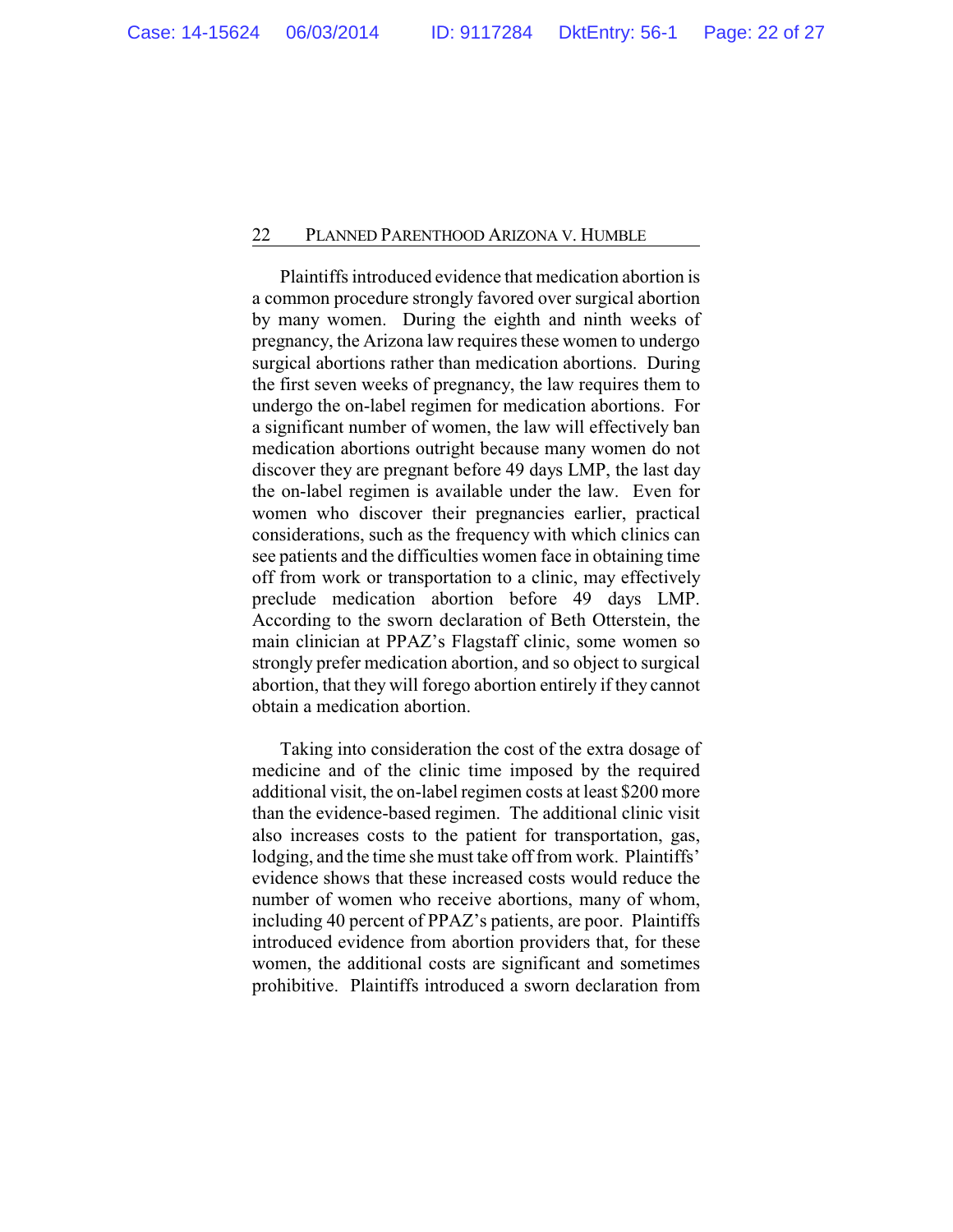Plaintiffs introduced evidence that medication abortion is a common procedure strongly favored over surgical abortion by many women. During the eighth and ninth weeks of pregnancy, the Arizona law requires these women to undergo surgical abortions rather than medication abortions. During the first seven weeks of pregnancy, the law requires them to undergo the on-label regimen for medication abortions. For a significant number of women, the law will effectively ban medication abortions outright because many women do not discover they are pregnant before 49 days LMP, the last day the on-label regimen is available under the law. Even for women who discover their pregnancies earlier, practical considerations, such as the frequency with which clinics can see patients and the difficulties women face in obtaining time off from work or transportation to a clinic, may effectively preclude medication abortion before 49 days LMP. According to the sworn declaration of Beth Otterstein, the main clinician at PPAZ's Flagstaff clinic, some women so strongly prefer medication abortion, and so object to surgical abortion, that they will forego abortion entirely if they cannot obtain a medication abortion.

Taking into consideration the cost of the extra dosage of medicine and of the clinic time imposed by the required additional visit, the on-label regimen costs at least $200 more than the evidence-based regimen. The additional clinic visit also increases costs to the patient for transportation, gas, lodging, and the time she must take off from work. Plaintiffs' evidence shows that these increased costs would reduce the number of women who receive abortions, many of whom, including 40 percent of PPAZ's patients, are poor. Plaintiffs introduced evidence from abortion providers that, for these women, the additional costs are significant and sometimes prohibitive. Plaintiffs introduced a sworn declaration from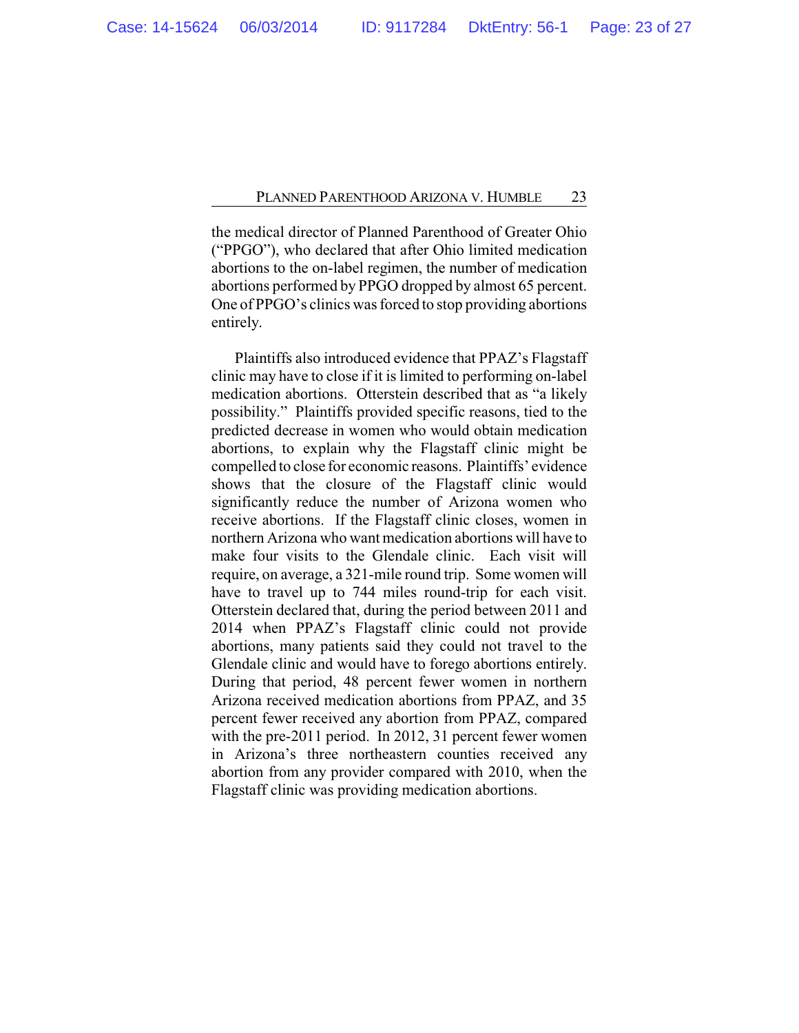the medical director of Planned Parenthood of Greater Ohio ("PPGO"), who declared that after Ohio limited medication abortions to the on-label regimen, the number of medication abortions performed by PPGO dropped by almost 65 percent. One of PPGO's clinics was forced to stop providing abortions entirely.

Plaintiffs also introduced evidence that PPAZ's Flagstaff clinic may have to close if it is limited to performing on-label medication abortions. Otterstein described that as "a likely possibility." Plaintiffs provided specific reasons, tied to the predicted decrease in women who would obtain medication abortions, to explain why the Flagstaff clinic might be compelled to close for economic reasons. Plaintiffs' evidence shows that the closure of the Flagstaff clinic would significantly reduce the number of Arizona women who receive abortions. If the Flagstaff clinic closes, women in northern Arizona who want medication abortions will have to make four visits to the Glendale clinic. Each visit will require, on average, a 321-mile round trip. Some women will have to travel up to 744 miles round-trip for each visit. Otterstein declared that, during the period between 2011 and 2014 when PPAZ's Flagstaff clinic could not provide abortions, many patients said they could not travel to the Glendale clinic and would have to forego abortions entirely. During that period, 48 percent fewer women in northern Arizona received medication abortions from PPAZ, and 35 percent fewer received any abortion from PPAZ, compared with the pre-2011 period. In 2012, 31 percent fewer women in Arizona's three northeastern counties received any abortion from any provider compared with 2010, when the Flagstaff clinic was providing medication abortions.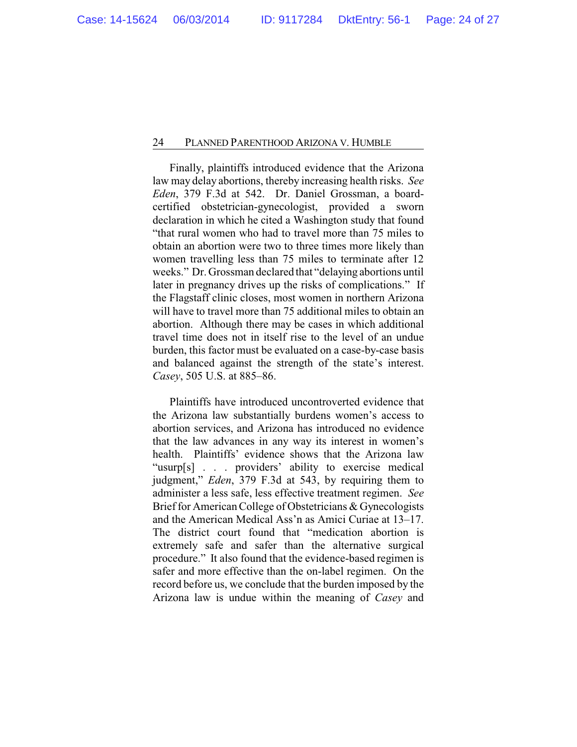Finally, plaintiffs introduced evidence that the Arizona law may delay abortions, thereby increasing health risks. *See Eden*, 379 F.3d at 542. Dr. Daniel Grossman, a board-certified obstetrician-gynecologist, provided a sworn declaration in which he cited a Washington study that found "that rural women who had to travel more than 75 miles to obtain an abortion were two to three times more likely than women travelling less than 75 miles to terminate after 12 weeks." Dr. Grossman declared that "delaying abortions until later in pregnancy drives up the risks of complications." If the Flagstaff clinic closes, most women in northern Arizona will have to travel more than 75 additional miles to obtain an abortion. Although there may be cases in which additional travel time does not in itself rise to the level of an undue burden, this factor must be evaluated on a case-by-case basis and balanced against the strength of the state's interest. *Casey*, 505 U.S. at 885–86.

Plaintiffs have introduced uncontroverted evidence that the Arizona law substantially burdens women's access to abortion services, and Arizona has introduced no evidence that the law advances in any way its interest in women's health. Plaintiffs' evidence shows that the Arizona law "usurp[s] . . . providers' ability to exercise medical judgment," *Eden*, 379 F.3d at 543, by requiring them to administer a less safe, less effective treatment regimen. *See* Brief for American College of Obstetricians & Gynecologists and the American Medical Ass'n as Amici Curiae at 13–17. The district court found that "medication abortion is extremely safe and safer than the alternative surgical procedure." It also found that the evidence-based regimen is safer and more effective than the on-label regimen. On the record before us, we conclude that the burden imposed by the Arizona law is undue within the meaning of *Casey* and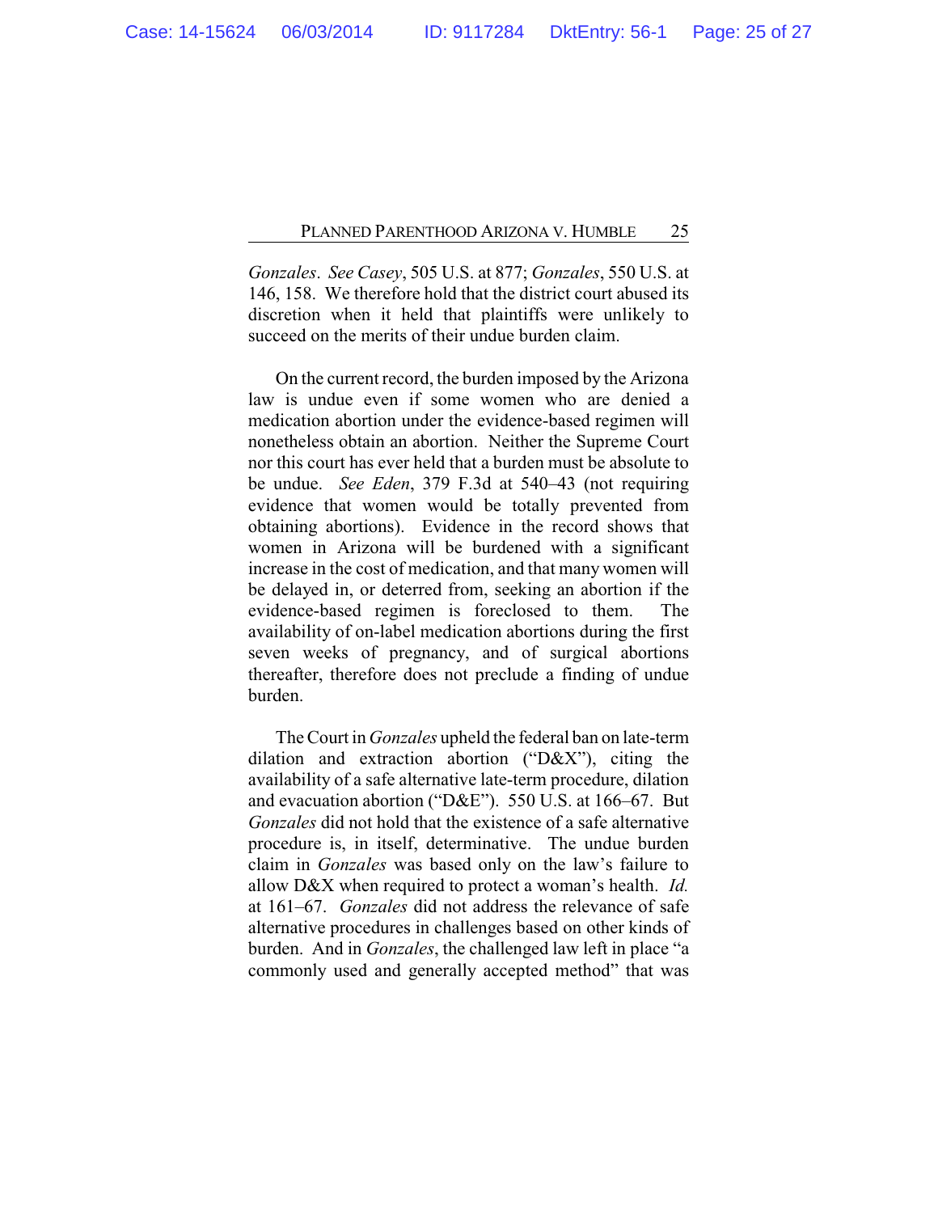*Gonzales*. *See Casey*, 505 U.S. at 877; *Gonzales*, 550 U.S. at 146, 158. We therefore hold that the district court abused its discretion when it held that plaintiffs were unlikely to succeed on the merits of their undue burden claim.

On the current record, the burden imposed by the Arizona law is undue even if some women who are denied a medication abortion under the evidence-based regimen will nonetheless obtain an abortion. Neither the Supreme Court nor this court has ever held that a burden must be absolute to be undue. *See Eden*, 379 F.3d at 540–43 (not requiring evidence that women would be totally prevented from obtaining abortions). Evidence in the record shows that women in Arizona will be burdened with a significant increase in the cost of medication, and that many women will be delayed in, or deterred from, seeking an abortion if the evidence-based regimen is foreclosed to them. The availability of on-label medication abortions during the first seven weeks of pregnancy, and of surgical abortions thereafter, therefore does not preclude a finding of undue burden.

The Court in *Gonzales* upheld the federal ban on late-term dilation and extraction abortion ("D&X"), citing the availability of a safe alternative late-term procedure, dilation and evacuation abortion ("D&E"). 550 U.S. at 166–67. But *Gonzales* did not hold that the existence of a safe alternative procedure is, in itself, determinative. The undue burden claim in *Gonzales* was based only on the law's failure to allow D&X when required to protect a woman's health. *Id.* at 161–67. *Gonzales* did not address the relevance of safe alternative procedures in challenges based on other kinds of burden. And in *Gonzales*, the challenged law left in place "a commonly used and generally accepted method" that was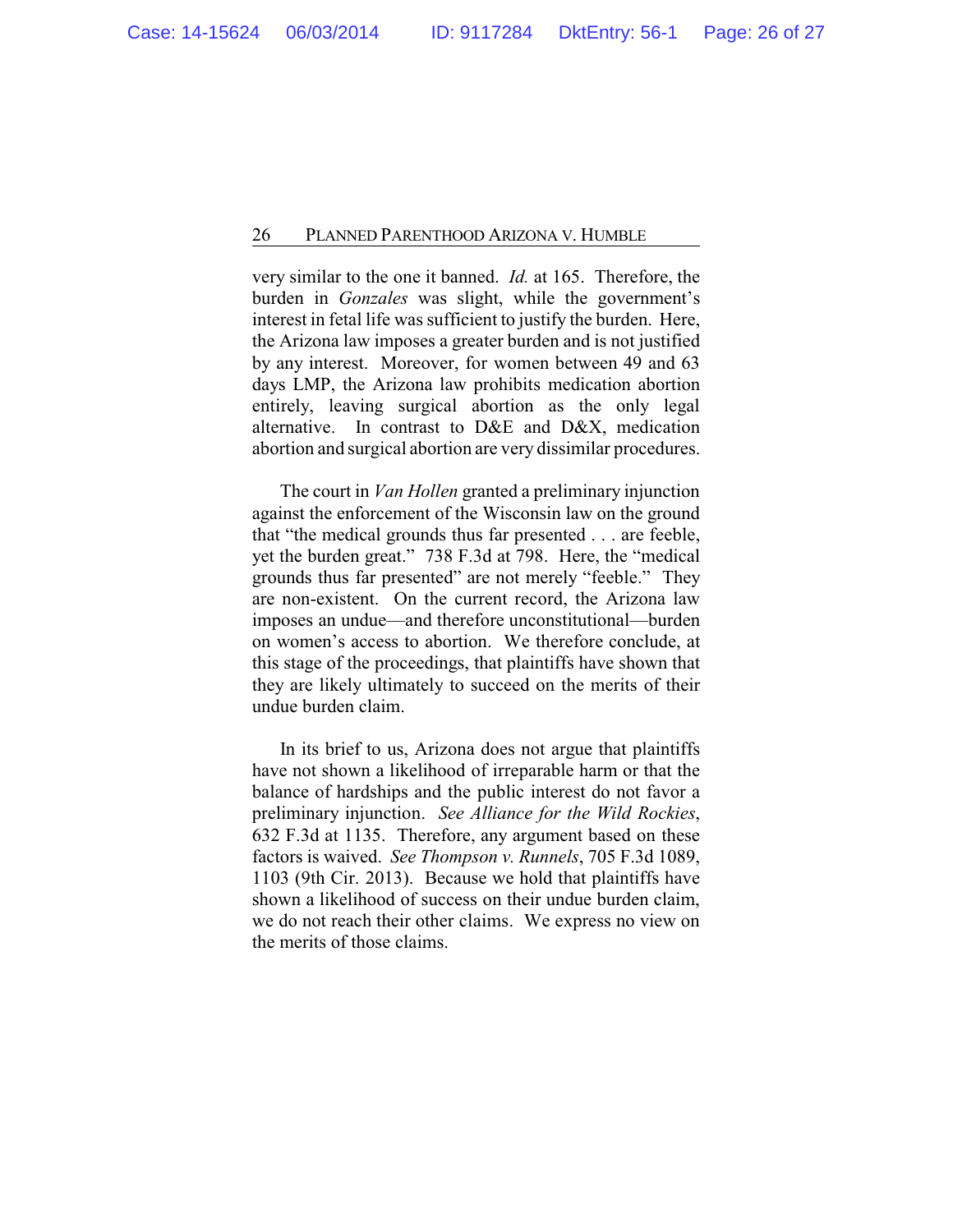very similar to the one it banned. *Id.* at 165. Therefore, the burden in *Gonzales* was slight, while the government's interest in fetal life was sufficient to justify the burden. Here, the Arizona law imposes a greater burden and is not justified by any interest. Moreover, for women between 49 and 63 days LMP, the Arizona law prohibits medication abortion entirely, leaving surgical abortion as the only legal alternative. In contrast to D&E and D&X, medication abortion and surgical abortion are very dissimilar procedures.

The court in *Van Hollen* granted a preliminary injunction against the enforcement of the Wisconsin law on the ground that "the medical grounds thus far presented . . . are feeble, yet the burden great." 738 F.3d at 798. Here, the "medical grounds thus far presented" are not merely "feeble." They are non-existent. On the current record, the Arizona law imposes an undue—and therefore unconstitutional—burden on women's access to abortion. We therefore conclude, at this stage of the proceedings, that plaintiffs have shown that they are likely ultimately to succeed on the merits of their undue burden claim.

In its brief to us, Arizona does not argue that plaintiffs have not shown a likelihood of irreparable harm or that the balance of hardships and the public interest do not favor a preliminary injunction. *See Alliance for the Wild Rockies*, 632 F.3d at 1135. Therefore, any argument based on these factors is waived. *See Thompson v. Runnels*, 705 F.3d 1089, 1103 (9th Cir. 2013). Because we hold that plaintiffs have shown a likelihood of success on their undue burden claim, we do not reach their other claims. We express no view on the merits of those claims.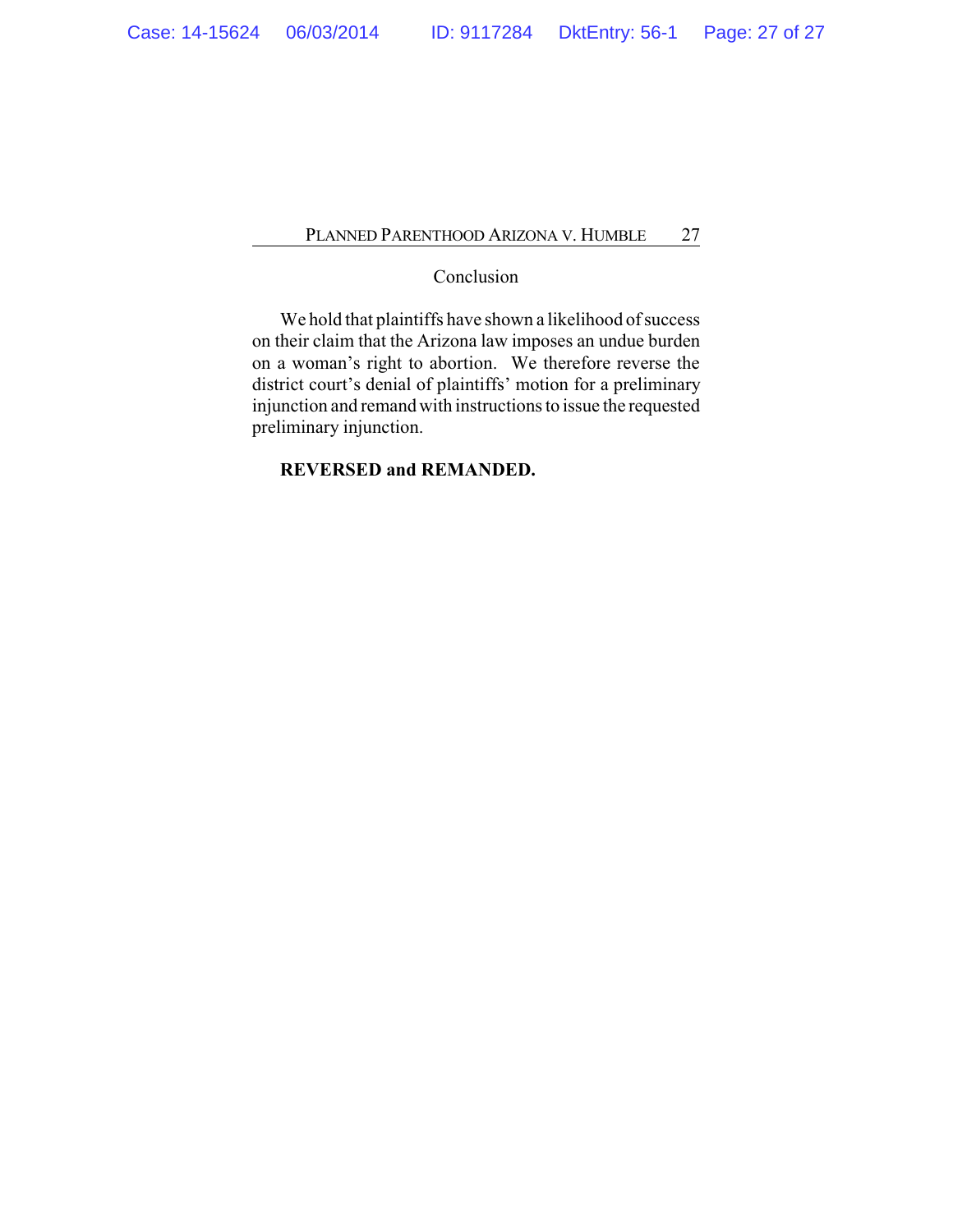## Conclusion

We hold that plaintiffs have shown a likelihood of success on their claim that the Arizona law imposes an undue burden on a woman's right to abortion. We therefore reverse the district court's denial of plaintiffs' motion for a preliminary injunction and remand with instructions to issue the requested preliminary injunction.

**REVERSED and REMANDED.**